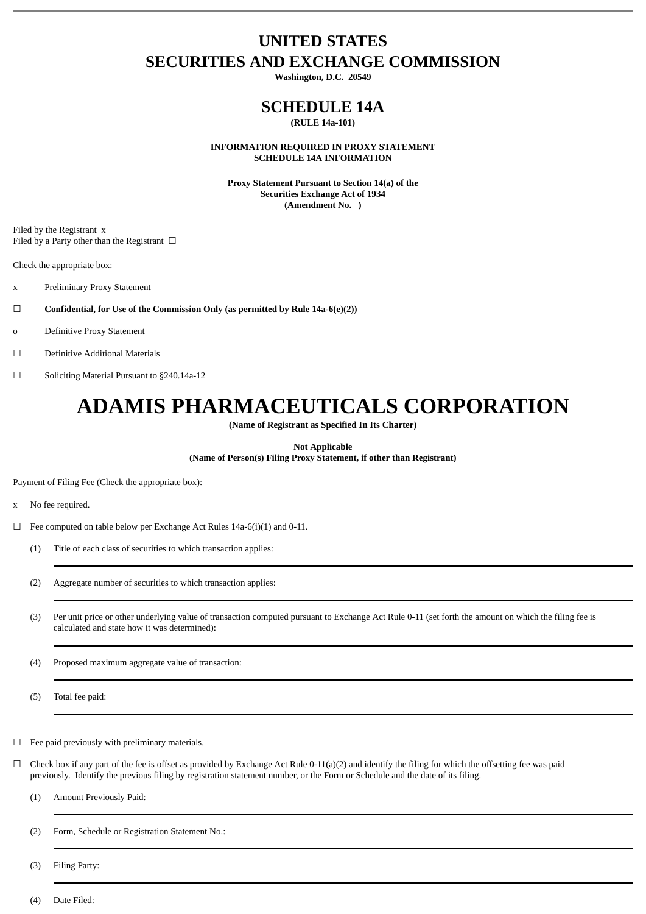# UNITED STATES
# SECURITIES AND EXCHANGE COMMISSION

**Washington, D.C. 20549**

## SCHEDULE 14A

**(RULE 14a-101)**

**INFORMATION REQUIRED IN PROXY STATEMENT**
**SCHEDULE 14A INFORMATION**

**Proxy Statement Pursuant to Section 14(a) of the**
**Securities Exchange Act of 1934**
**(Amendment No. )**

Filed by the Registrant x
Filed by a Party other than the Registrant ☐

Check the appropriate box:

x Preliminary Proxy Statement

☐ **Confidential, for Use of the Commission Only (as permitted by Rule 14a-6(e)(2))**

o Definitive Proxy Statement

☐ Definitive Additional Materials

☐ Soliciting Material Pursuant to §240.14a-12

# ADAMIS PHARMACEUTICALS CORPORATION

**(Name of Registrant as Specified In Its Charter)**

**Not Applicable**
**(Name of Person(s) Filing Proxy Statement, if other than Registrant)**

Payment of Filing Fee (Check the appropriate box):

x No fee required.

☐ Fee computed on table below per Exchange Act Rules 14a-6(i)(1) and 0-11.

(1) Title of each class of securities to which transaction applies:

(2) Aggregate number of securities to which transaction applies:

(3) Per unit price or other underlying value of transaction computed pursuant to Exchange Act Rule 0-11 (set forth the amount on which the filing fee is calculated and state how it was determined):

(4) Proposed maximum aggregate value of transaction:

(5) Total fee paid:

☐ Fee paid previously with preliminary materials.

☐ Check box if any part of the fee is offset as provided by Exchange Act Rule 0-11(a)(2) and identify the filing for which the offsetting fee was paid previously. Identify the previous filing by registration statement number, or the Form or Schedule and the date of its filing.

(1) Amount Previously Paid:

(2) Form, Schedule or Registration Statement No.:

(3) Filing Party:

(4) Date Filed: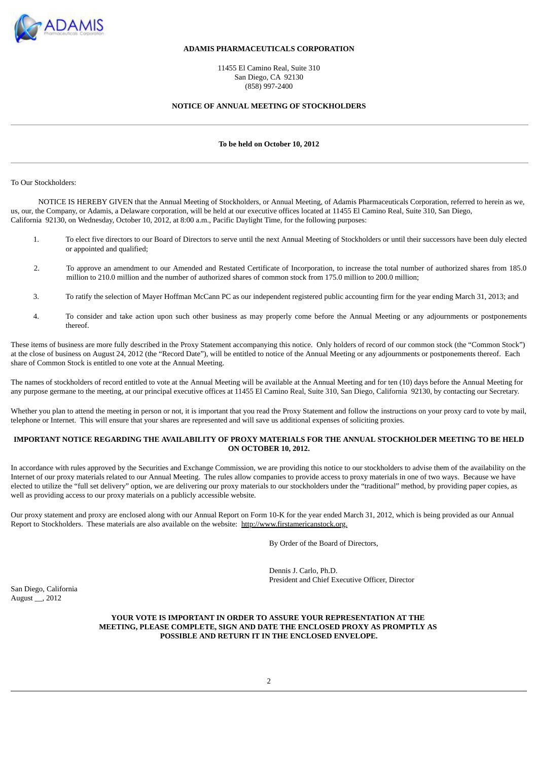**ADAMIS PHARMACEUTICALS CORPORATION**

11455 El Camino Real, Suite 310
San Diego, CA 92130
(858) 997-2400

**NOTICE OF ANNUAL MEETING OF STOCKHOLDERS**

---

**To be held on October 10, 2012**

---

To Our Stockholders:

NOTICE IS HEREBY GIVEN that the Annual Meeting of Stockholders, or Annual Meeting, of Adamis Pharmaceuticals Corporation, referred to herein as we, us, our, the Company, or Adamis, a Delaware corporation, will be held at our executive offices located at 11455 El Camino Real, Suite 310, San Diego, California 92130, on Wednesday, October 10, 2012, at 8:00 a.m., Pacific Daylight Time, for the following purposes:

1. To elect five directors to our Board of Directors to serve until the next Annual Meeting of Stockholders or until their successors have been duly elected or appointed and qualified;

2. To approve an amendment to our Amended and Restated Certificate of Incorporation, to increase the total number of authorized shares from 185.0 million to 210.0 million and the number of authorized shares of common stock from 175.0 million to 200.0 million;

3. To ratify the selection of Mayer Hoffman McCann PC as our independent registered public accounting firm for the year ending March 31, 2013; and

4. To consider and take action upon such other business as may properly come before the Annual Meeting or any adjournments or postponements thereof.

These items of business are more fully described in the Proxy Statement accompanying this notice. Only holders of record of our common stock (the "Common Stock") at the close of business on August 24, 2012 (the "Record Date"), will be entitled to notice of the Annual Meeting or any adjournments or postponements thereof. Each share of Common Stock is entitled to one vote at the Annual Meeting.

The names of stockholders of record entitled to vote at the Annual Meeting will be available at the Annual Meeting and for ten (10) days before the Annual Meeting for any purpose germane to the meeting, at our principal executive offices at 11455 El Camino Real, Suite 310, San Diego, California 92130, by contacting our Secretary.

Whether you plan to attend the meeting in person or not, it is important that you read the Proxy Statement and follow the instructions on your proxy card to vote by mail, telephone or Internet. This will ensure that your shares are represented and will save us additional expenses of soliciting proxies.

**IMPORTANT NOTICE REGARDING THE AVAILABILITY OF PROXY MATERIALS FOR THE ANNUAL STOCKHOLDER MEETING TO BE HELD ON OCTOBER 10, 2012.**

In accordance with rules approved by the Securities and Exchange Commission, we are providing this notice to our stockholders to advise them of the availability on the Internet of our proxy materials related to our Annual Meeting. The rules allow companies to provide access to proxy materials in one of two ways. Because we have elected to utilize the "full set delivery" option, we are delivering our proxy materials to our stockholders under the "traditional" method, by providing paper copies, as well as providing access to our proxy materials on a publicly accessible website.

Our proxy statement and proxy are enclosed along with our Annual Report on Form 10-K for the year ended March 31, 2012, which is being provided as our Annual Report to Stockholders. These materials are also available on the website: http://www.firstamericanstock.org.

By Order of the Board of Directors,

Dennis J. Carlo, Ph.D.
President and Chief Executive Officer, Director

San Diego, California
August __, 2012

**YOUR VOTE IS IMPORTANT IN ORDER TO ASSURE YOUR REPRESENTATION AT THE MEETING, PLEASE COMPLETE, SIGN AND DATE THE ENCLOSED PROXY AS PROMPTLY AS POSSIBLE AND RETURN IT IN THE ENCLOSED ENVELOPE.**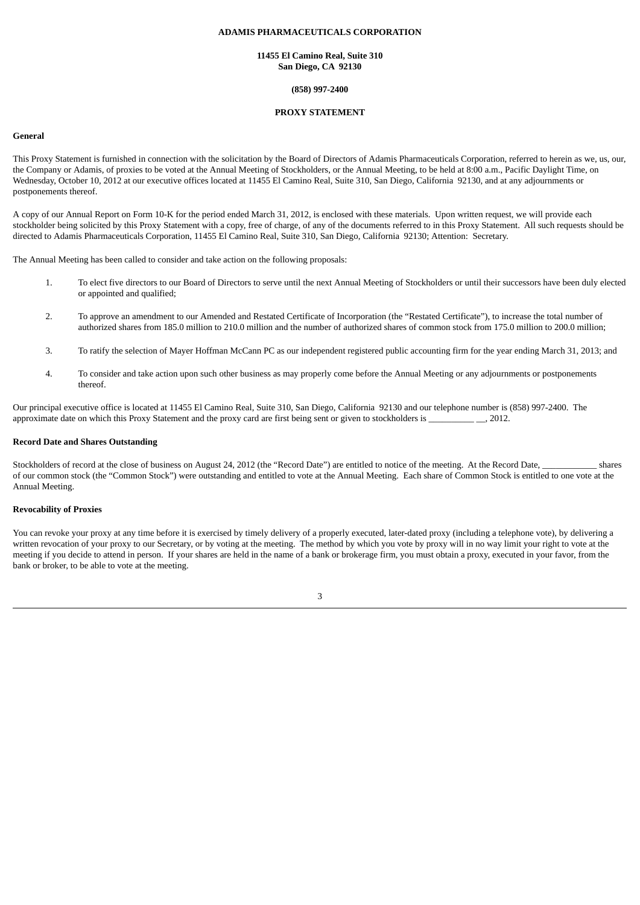**ADAMIS PHARMACEUTICALS CORPORATION**

**11455 El Camino Real, Suite 310**
**San Diego, CA  92130**

**(858) 997-2400**

**PROXY STATEMENT**

**General**

This Proxy Statement is furnished in connection with the solicitation by the Board of Directors of Adamis Pharmaceuticals Corporation, referred to herein as we, us, our, the Company or Adamis, of proxies to be voted at the Annual Meeting of Stockholders, or the Annual Meeting, to be held at 8:00 a.m., Pacific Daylight Time, on Wednesday, October 10, 2012 at our executive offices located at 11455 El Camino Real, Suite 310, San Diego, California  92130, and at any adjournments or postponements thereof.

A copy of our Annual Report on Form 10-K for the period ended March 31, 2012, is enclosed with these materials.  Upon written request, we will provide each stockholder being solicited by this Proxy Statement with a copy, free of charge, of any of the documents referred to in this Proxy Statement.  All such requests should be directed to Adamis Pharmaceuticals Corporation, 11455 El Camino Real, Suite 310, San Diego, California  92130; Attention:  Secretary.

The Annual Meeting has been called to consider and take action on the following proposals:

1. To elect five directors to our Board of Directors to serve until the next Annual Meeting of Stockholders or until their successors have been duly elected or appointed and qualified;

2. To approve an amendment to our Amended and Restated Certificate of Incorporation (the "Restated Certificate"), to increase the total number of authorized shares from 185.0 million to 210.0 million and the number of authorized shares of common stock from 175.0 million to 200.0 million;

3. To ratify the selection of Mayer Hoffman McCann PC as our independent registered public accounting firm for the year ending March 31, 2013; and

4. To consider and take action upon such other business as may properly come before the Annual Meeting or any adjournments or postponements thereof.

Our principal executive office is located at 11455 El Camino Real, Suite 310, San Diego, California  92130 and our telephone number is (858) 997-2400.  The approximate date on which this Proxy Statement and the proxy card are first being sent or given to stockholders is __________ __, 2012.

**Record Date and Shares Outstanding**

Stockholders of record at the close of business on August 24, 2012 (the "Record Date") are entitled to notice of the meeting.  At the Record Date, ____________ shares of our common stock (the "Common Stock") were outstanding and entitled to vote at the Annual Meeting.  Each share of Common Stock is entitled to one vote at the Annual Meeting.

**Revocability of Proxies**

You can revoke your proxy at any time before it is exercised by timely delivery of a properly executed, later-dated proxy (including a telephone vote), by delivering a written revocation of your proxy to our Secretary, or by voting at the meeting.  The method by which you vote by proxy will in no way limit your right to vote at the meeting if you decide to attend in person.  If your shares are held in the name of a bank or brokerage firm, you must obtain a proxy, executed in your favor, from the bank or broker, to be able to vote at the meeting.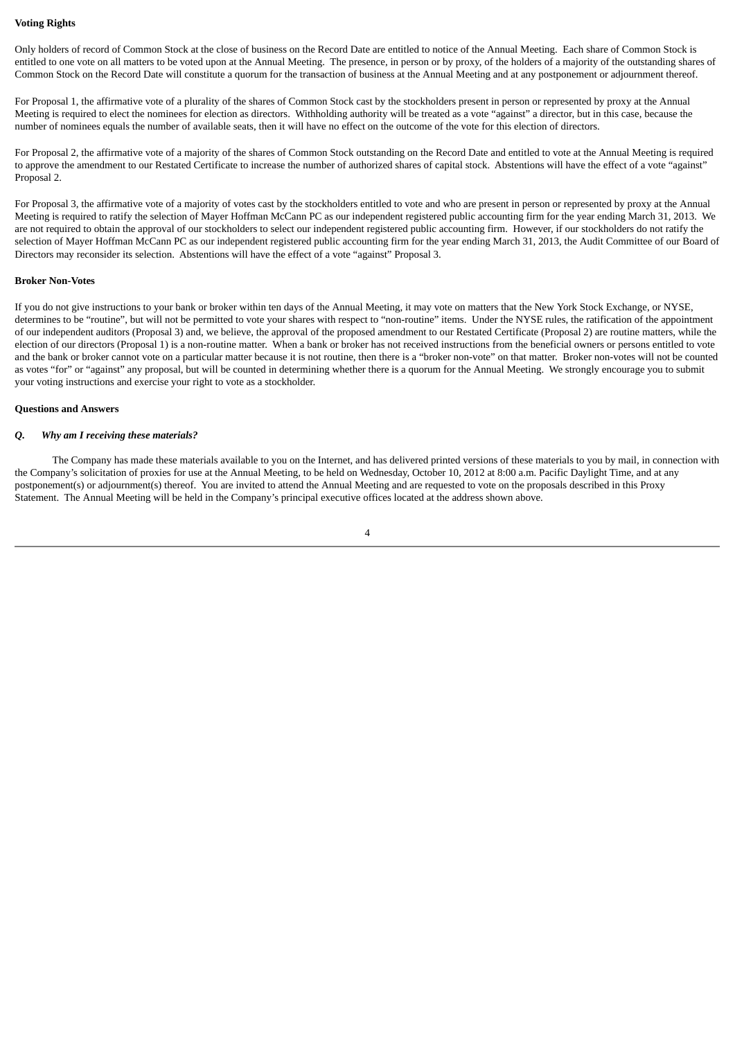**Voting Rights**

Only holders of record of Common Stock at the close of business on the Record Date are entitled to notice of the Annual Meeting. Each share of Common Stock is entitled to one vote on all matters to be voted upon at the Annual Meeting. The presence, in person or by proxy, of the holders of a majority of the outstanding shares of Common Stock on the Record Date will constitute a quorum for the transaction of business at the Annual Meeting and at any postponement or adjournment thereof.

For Proposal 1, the affirmative vote of a plurality of the shares of Common Stock cast by the stockholders present in person or represented by proxy at the Annual Meeting is required to elect the nominees for election as directors. Withholding authority will be treated as a vote "against" a director, but in this case, because the number of nominees equals the number of available seats, then it will have no effect on the outcome of the vote for this election of directors.

For Proposal 2, the affirmative vote of a majority of the shares of Common Stock outstanding on the Record Date and entitled to vote at the Annual Meeting is required to approve the amendment to our Restated Certificate to increase the number of authorized shares of capital stock. Abstentions will have the effect of a vote "against" Proposal 2.

For Proposal 3, the affirmative vote of a majority of votes cast by the stockholders entitled to vote and who are present in person or represented by proxy at the Annual Meeting is required to ratify the selection of Mayer Hoffman McCann PC as our independent registered public accounting firm for the year ending March 31, 2013. We are not required to obtain the approval of our stockholders to select our independent registered public accounting firm. However, if our stockholders do not ratify the selection of Mayer Hoffman McCann PC as our independent registered public accounting firm for the year ending March 31, 2013, the Audit Committee of our Board of Directors may reconsider its selection. Abstentions will have the effect of a vote "against" Proposal 3.

**Broker Non-Votes**

If you do not give instructions to your bank or broker within ten days of the Annual Meeting, it may vote on matters that the New York Stock Exchange, or NYSE, determines to be "routine", but will not be permitted to vote your shares with respect to "non-routine" items. Under the NYSE rules, the ratification of the appointment of our independent auditors (Proposal 3) and, we believe, the approval of the proposed amendment to our Restated Certificate (Proposal 2) are routine matters, while the election of our directors (Proposal 1) is a non-routine matter. When a bank or broker has not received instructions from the beneficial owners or persons entitled to vote and the bank or broker cannot vote on a particular matter because it is not routine, then there is a "broker non-vote" on that matter. Broker non-votes will not be counted as votes "for" or "against" any proposal, but will be counted in determining whether there is a quorum for the Annual Meeting. We strongly encourage you to submit your voting instructions and exercise your right to vote as a stockholder.

**Questions and Answers**

***Q. Why am I receiving these materials?***

The Company has made these materials available to you on the Internet, and has delivered printed versions of these materials to you by mail, in connection with the Company's solicitation of proxies for use at the Annual Meeting, to be held on Wednesday, October 10, 2012 at 8:00 a.m. Pacific Daylight Time, and at any postponement(s) or adjournment(s) thereof. You are invited to attend the Annual Meeting and are requested to vote on the proposals described in this Proxy Statement. The Annual Meeting will be held in the Company's principal executive offices located at the address shown above.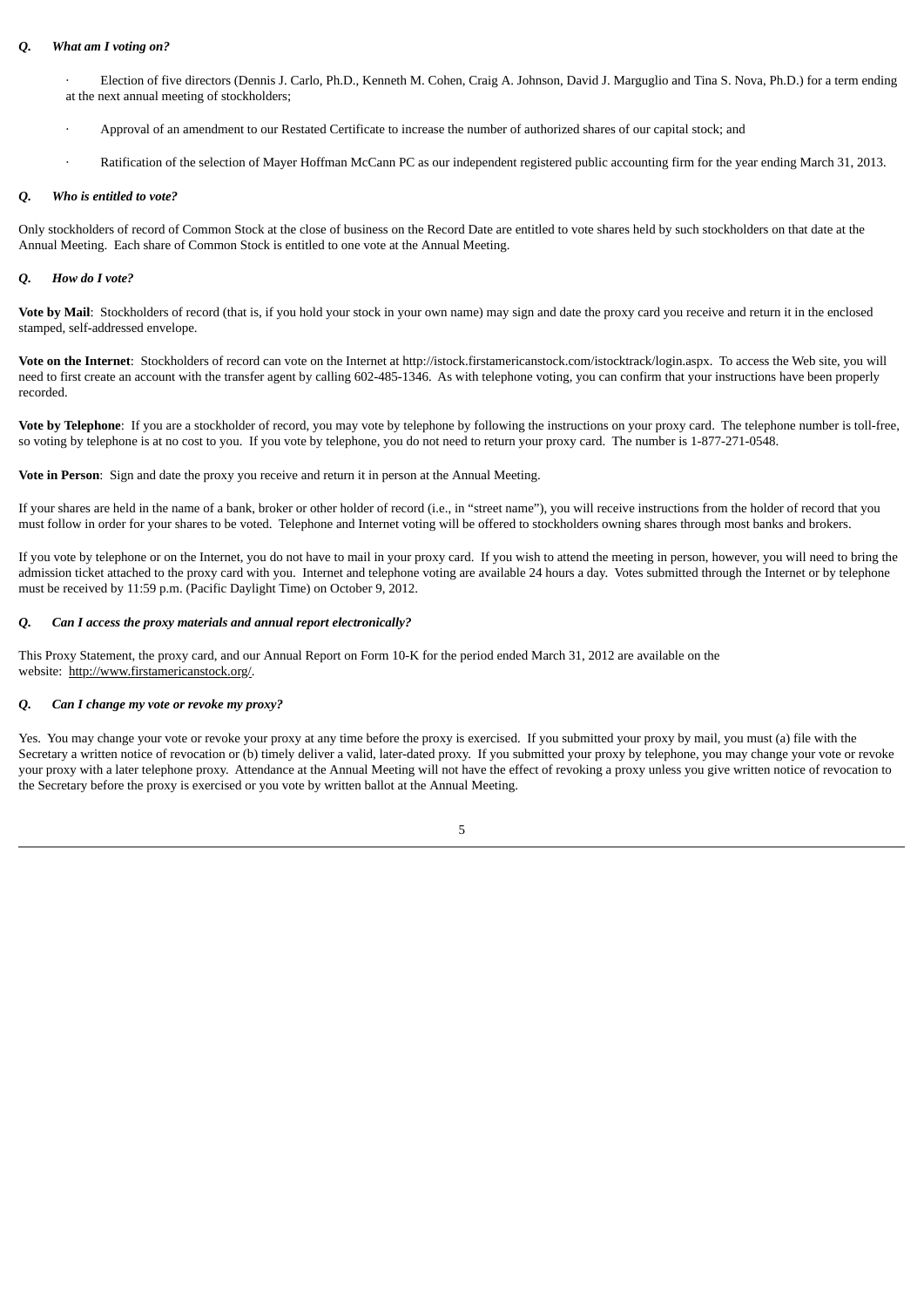***Q. What am I voting on?***

- Election of five directors (Dennis J. Carlo, Ph.D., Kenneth M. Cohen, Craig A. Johnson, David J. Marguglio and Tina S. Nova, Ph.D.) for a term ending at the next annual meeting of stockholders;
- Approval of an amendment to our Restated Certificate to increase the number of authorized shares of our capital stock; and
- Ratification of the selection of Mayer Hoffman McCann PC as our independent registered public accounting firm for the year ending March 31, 2013.

***Q. Who is entitled to vote?***

Only stockholders of record of Common Stock at the close of business on the Record Date are entitled to vote shares held by such stockholders on that date at the Annual Meeting. Each share of Common Stock is entitled to one vote at the Annual Meeting.

***Q. How do I vote?***

**Vote by Mail**: Stockholders of record (that is, if you hold your stock in your own name) may sign and date the proxy card you receive and return it in the enclosed stamped, self-addressed envelope.

**Vote on the Internet**: Stockholders of record can vote on the Internet at http://istock.firstamericanstock.com/istocktrack/login.aspx. To access the Web site, you will need to first create an account with the transfer agent by calling 602-485-1346. As with telephone voting, you can confirm that your instructions have been properly recorded.

**Vote by Telephone**: If you are a stockholder of record, you may vote by telephone by following the instructions on your proxy card. The telephone number is toll-free, so voting by telephone is at no cost to you. If you vote by telephone, you do not need to return your proxy card. The number is 1-877-271-0548.

**Vote in Person**: Sign and date the proxy you receive and return it in person at the Annual Meeting.

If your shares are held in the name of a bank, broker or other holder of record (i.e., in "street name"), you will receive instructions from the holder of record that you must follow in order for your shares to be voted. Telephone and Internet voting will be offered to stockholders owning shares through most banks and brokers.

If you vote by telephone or on the Internet, you do not have to mail in your proxy card. If you wish to attend the meeting in person, however, you will need to bring the admission ticket attached to the proxy card with you. Internet and telephone voting are available 24 hours a day. Votes submitted through the Internet or by telephone must be received by 11:59 p.m. (Pacific Daylight Time) on October 9, 2012.

***Q. Can I access the proxy materials and annual report electronically?***

This Proxy Statement, the proxy card, and our Annual Report on Form 10-K for the period ended March 31, 2012 are available on the website: http://www.firstamericanstock.org/.

***Q. Can I change my vote or revoke my proxy?***

Yes. You may change your vote or revoke your proxy at any time before the proxy is exercised. If you submitted your proxy by mail, you must (a) file with the Secretary a written notice of revocation or (b) timely deliver a valid, later-dated proxy. If you submitted your proxy by telephone, you may change your vote or revoke your proxy with a later telephone proxy. Attendance at the Annual Meeting will not have the effect of revoking a proxy unless you give written notice of revocation to the Secretary before the proxy is exercised or you vote by written ballot at the Annual Meeting.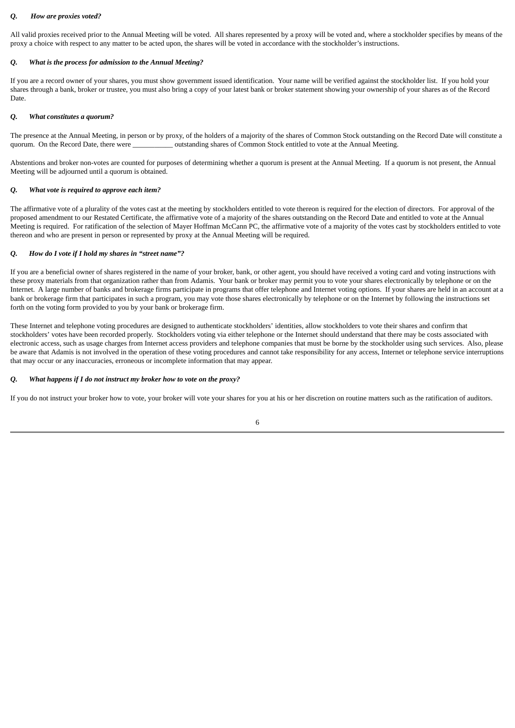***Q. How are proxies voted?***

All valid proxies received prior to the Annual Meeting will be voted. All shares represented by a proxy will be voted and, where a stockholder specifies by means of the proxy a choice with respect to any matter to be acted upon, the shares will be voted in accordance with the stockholder's instructions.

***Q. What is the process for admission to the Annual Meeting?***

If you are a record owner of your shares, you must show government issued identification. Your name will be verified against the stockholder list. If you hold your shares through a bank, broker or trustee, you must also bring a copy of your latest bank or broker statement showing your ownership of your shares as of the Record Date.

***Q. What constitutes a quorum?***

The presence at the Annual Meeting, in person or by proxy, of the holders of a majority of the shares of Common Stock outstanding on the Record Date will constitute a quorum. On the Record Date, there were ___________ outstanding shares of Common Stock entitled to vote at the Annual Meeting.

Abstentions and broker non-votes are counted for purposes of determining whether a quorum is present at the Annual Meeting. If a quorum is not present, the Annual Meeting will be adjourned until a quorum is obtained.

***Q. What vote is required to approve each item?***

The affirmative vote of a plurality of the votes cast at the meeting by stockholders entitled to vote thereon is required for the election of directors. For approval of the proposed amendment to our Restated Certificate, the affirmative vote of a majority of the shares outstanding on the Record Date and entitled to vote at the Annual Meeting is required. For ratification of the selection of Mayer Hoffman McCann PC, the affirmative vote of a majority of the votes cast by stockholders entitled to vote thereon and who are present in person or represented by proxy at the Annual Meeting will be required.

***Q. How do I vote if I hold my shares in "street name"?***

If you are a beneficial owner of shares registered in the name of your broker, bank, or other agent, you should have received a voting card and voting instructions with these proxy materials from that organization rather than from Adamis. Your bank or broker may permit you to vote your shares electronically by telephone or on the Internet. A large number of banks and brokerage firms participate in programs that offer telephone and Internet voting options. If your shares are held in an account at a bank or brokerage firm that participates in such a program, you may vote those shares electronically by telephone or on the Internet by following the instructions set forth on the voting form provided to you by your bank or brokerage firm.

These Internet and telephone voting procedures are designed to authenticate stockholders' identities, allow stockholders to vote their shares and confirm that stockholders' votes have been recorded properly. Stockholders voting via either telephone or the Internet should understand that there may be costs associated with electronic access, such as usage charges from Internet access providers and telephone companies that must be borne by the stockholder using such services. Also, please be aware that Adamis is not involved in the operation of these voting procedures and cannot take responsibility for any access, Internet or telephone service interruptions that may occur or any inaccuracies, erroneous or incomplete information that may appear.

***Q. What happens if I do not instruct my broker how to vote on the proxy?***

If you do not instruct your broker how to vote, your broker will vote your shares for you at his or her discretion on routine matters such as the ratification of auditors.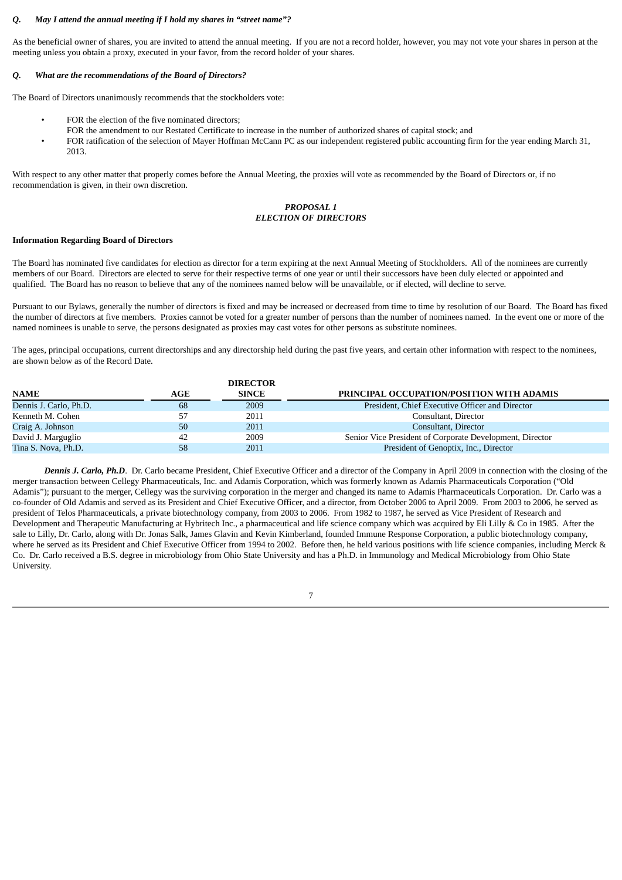***Q.    May I attend the annual meeting if I hold my shares in "street name"?***

As the beneficial owner of shares, you are invited to attend the annual meeting. If you are not a record holder, however, you may not vote your shares in person at the meeting unless you obtain a proxy, executed in your favor, from the record holder of your shares.

***Q.    What are the recommendations of the Board of Directors?***

The Board of Directors unanimously recommends that the stockholders vote:

- FOR the election of the five nominated directors;
  FOR the amendment to our Restated Certificate to increase in the number of authorized shares of capital stock; and
- FOR ratification of the selection of Mayer Hoffman McCann PC as our independent registered public accounting firm for the year ending March 31, 2013.

With respect to any other matter that properly comes before the Annual Meeting, the proxies will vote as recommended by the Board of Directors or, if no recommendation is given, in their own discretion.

## *PROPOSAL 1*
## *ELECTION OF DIRECTORS*

**Information Regarding Board of Directors**

The Board has nominated five candidates for election as director for a term expiring at the next Annual Meeting of Stockholders. All of the nominees are currently members of our Board. Directors are elected to serve for their respective terms of one year or until their successors have been duly elected or appointed and qualified. The Board has no reason to believe that any of the nominees named below will be unavailable, or if elected, will decline to serve.

Pursuant to our Bylaws, generally the number of directors is fixed and may be increased or decreased from time to time by resolution of our Board. The Board has fixed the number of directors at five members. Proxies cannot be voted for a greater number of persons than the number of nominees named. In the event one or more of the named nominees is unable to serve, the persons designated as proxies may cast votes for other persons as substitute nominees.

The ages, principal occupations, current directorships and any directorship held during the past five years, and certain other information with respect to the nominees, are shown below as of the Record Date.

| NAME | AGE | DIRECTOR SINCE | PRINCIPAL OCCUPATION/POSITION WITH ADAMIS |
|---|---|---|---|
| Dennis J. Carlo, Ph.D. | 68 | 2009 | President, Chief Executive Officer and Director |
| Kenneth M. Cohen | 57 | 2011 | Consultant, Director |
| Craig A. Johnson | 50 | 2011 | Consultant, Director |
| David J. Marguglio | 42 | 2009 | Senior Vice President of Corporate Development, Director |
| Tina S. Nova, Ph.D. | 58 | 2011 | President of Genoptix, Inc., Director |

***Dennis J. Carlo, Ph.D***. Dr. Carlo became President, Chief Executive Officer and a director of the Company in April 2009 in connection with the closing of the merger transaction between Cellegy Pharmaceuticals, Inc. and Adamis Corporation, which was formerly known as Adamis Pharmaceuticals Corporation ("Old Adamis"); pursuant to the merger, Cellegy was the surviving corporation in the merger and changed its name to Adamis Pharmaceuticals Corporation. Dr. Carlo was a co-founder of Old Adamis and served as its President and Chief Executive Officer, and a director, from October 2006 to April 2009. From 2003 to 2006, he served as president of Telos Pharmaceuticals, a private biotechnology company, from 2003 to 2006. From 1982 to 1987, he served as Vice President of Research and Development and Therapeutic Manufacturing at Hybritech Inc., a pharmaceutical and life science company which was acquired by Eli Lilly & Co in 1985. After the sale to Lilly, Dr. Carlo, along with Dr. Jonas Salk, James Glavin and Kevin Kimberland, founded Immune Response Corporation, a public biotechnology company, where he served as its President and Chief Executive Officer from 1994 to 2002. Before then, he held various positions with life science companies, including Merck & Co. Dr. Carlo received a B.S. degree in microbiology from Ohio State University and has a Ph.D. in Immunology and Medical Microbiology from Ohio State University.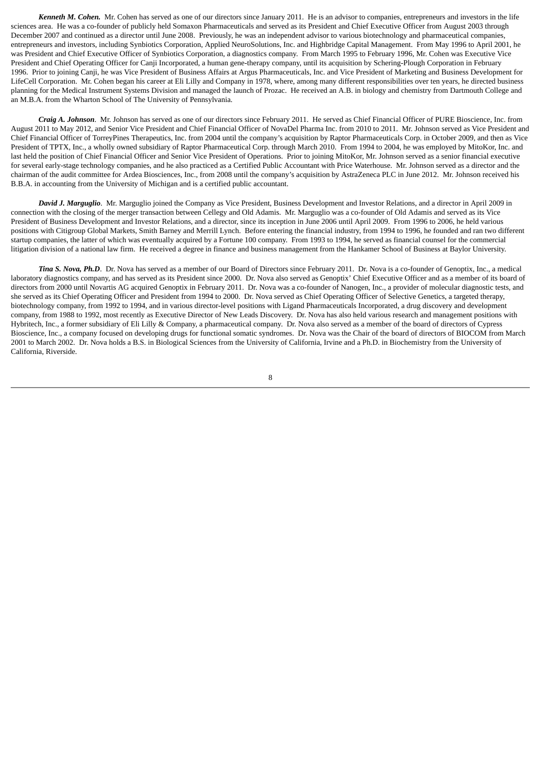***Kenneth M. Cohen.*** Mr. Cohen has served as one of our directors since January 2011. He is an advisor to companies, entrepreneurs and investors in the life sciences area. He was a co-founder of publicly held Somaxon Pharmaceuticals and served as its President and Chief Executive Officer from August 2003 through December 2007 and continued as a director until June 2008. Previously, he was an independent advisor to various biotechnology and pharmaceutical companies, entrepreneurs and investors, including Synbiotics Corporation, Applied NeuroSolutions, Inc. and Highbridge Capital Management. From May 1996 to April 2001, he was President and Chief Executive Officer of Synbiotics Corporation, a diagnostics company. From March 1995 to February 1996, Mr. Cohen was Executive Vice President and Chief Operating Officer for Canji Incorporated, a human gene-therapy company, until its acquisition by Schering-Plough Corporation in February 1996. Prior to joining Canji, he was Vice President of Business Affairs at Argus Pharmaceuticals, Inc. and Vice President of Marketing and Business Development for LifeCell Corporation. Mr. Cohen began his career at Eli Lilly and Company in 1978, where, among many different responsibilities over ten years, he directed business planning for the Medical Instrument Systems Division and managed the launch of Prozac. He received an A.B. in biology and chemistry from Dartmouth College and an M.B.A. from the Wharton School of The University of Pennsylvania.

***Craig A. Johnson***. Mr. Johnson has served as one of our directors since February 2011. He served as Chief Financial Officer of PURE Bioscience, Inc. from August 2011 to May 2012, and Senior Vice President and Chief Financial Officer of NovaDel Pharma Inc. from 2010 to 2011. Mr. Johnson served as Vice President and Chief Financial Officer of TorreyPines Therapeutics, Inc. from 2004 until the company's acquisition by Raptor Pharmaceuticals Corp. in October 2009, and then as Vice President of TPTX, Inc., a wholly owned subsidiary of Raptor Pharmaceutical Corp. through March 2010. From 1994 to 2004, he was employed by MitoKor, Inc. and last held the position of Chief Financial Officer and Senior Vice President of Operations. Prior to joining MitoKor, Mr. Johnson served as a senior financial executive for several early-stage technology companies, and he also practiced as a Certified Public Accountant with Price Waterhouse. Mr. Johnson served as a director and the chairman of the audit committee for Ardea Biosciences, Inc., from 2008 until the company's acquisition by AstraZeneca PLC in June 2012. Mr. Johnson received his B.B.A. in accounting from the University of Michigan and is a certified public accountant.

***David J. Marguglio***. Mr. Marguglio joined the Company as Vice President, Business Development and Investor Relations, and a director in April 2009 in connection with the closing of the merger transaction between Cellegy and Old Adamis. Mr. Marguglio was a co-founder of Old Adamis and served as its Vice President of Business Development and Investor Relations, and a director, since its inception in June 2006 until April 2009. From 1996 to 2006, he held various positions with Citigroup Global Markets, Smith Barney and Merrill Lynch. Before entering the financial industry, from 1994 to 1996, he founded and ran two different startup companies, the latter of which was eventually acquired by a Fortune 100 company. From 1993 to 1994, he served as financial counsel for the commercial litigation division of a national law firm. He received a degree in finance and business management from the Hankamer School of Business at Baylor University.

***Tina S. Nova, Ph.D***. Dr. Nova has served as a member of our Board of Directors since February 2011. Dr. Nova is a co-founder of Genoptix, Inc., a medical laboratory diagnostics company, and has served as its President since 2000. Dr. Nova also served as Genoptix' Chief Executive Officer and as a member of its board of directors from 2000 until Novartis AG acquired Genoptix in February 2011. Dr. Nova was a co-founder of Nanogen, Inc., a provider of molecular diagnostic tests, and she served as its Chief Operating Officer and President from 1994 to 2000. Dr. Nova served as Chief Operating Officer of Selective Genetics, a targeted therapy, biotechnology company, from 1992 to 1994, and in various director-level positions with Ligand Pharmaceuticals Incorporated, a drug discovery and development company, from 1988 to 1992, most recently as Executive Director of New Leads Discovery. Dr. Nova has also held various research and management positions with Hybritech, Inc., a former subsidiary of Eli Lilly & Company, a pharmaceutical company. Dr. Nova also served as a member of the board of directors of Cypress Bioscience, Inc., a company focused on developing drugs for functional somatic syndromes. Dr. Nova was the Chair of the board of directors of BIOCOM from March 2001 to March 2002. Dr. Nova holds a B.S. in Biological Sciences from the University of California, Irvine and a Ph.D. in Biochemistry from the University of California, Riverside.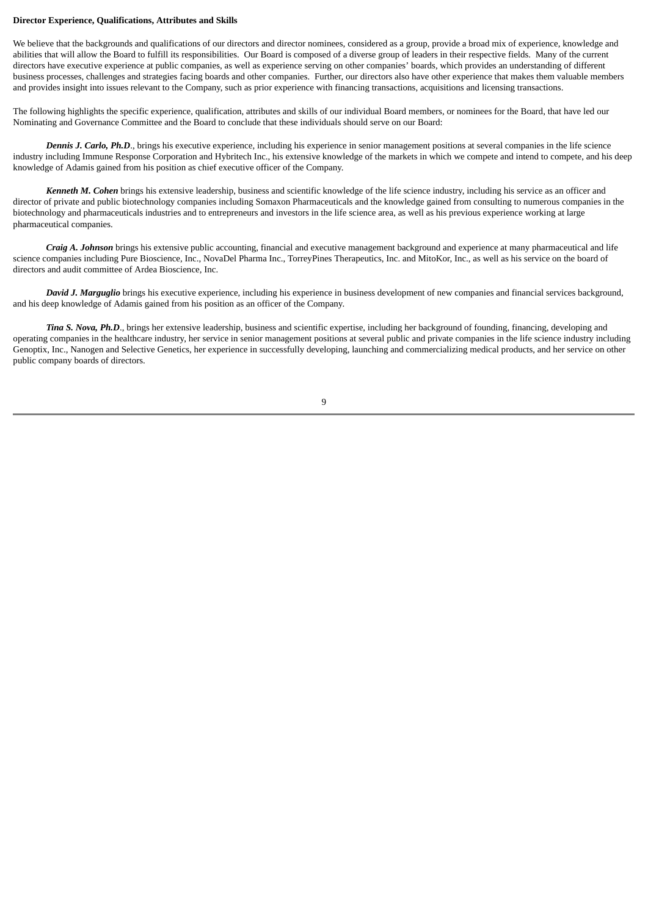**Director Experience, Qualifications, Attributes and Skills**

We believe that the backgrounds and qualifications of our directors and director nominees, considered as a group, provide a broad mix of experience, knowledge and abilities that will allow the Board to fulfill its responsibilities. Our Board is composed of a diverse group of leaders in their respective fields. Many of the current directors have executive experience at public companies, as well as experience serving on other companies' boards, which provides an understanding of different business processes, challenges and strategies facing boards and other companies. Further, our directors also have other experience that makes them valuable members and provides insight into issues relevant to the Company, such as prior experience with financing transactions, acquisitions and licensing transactions.

The following highlights the specific experience, qualification, attributes and skills of our individual Board members, or nominees for the Board, that have led our Nominating and Governance Committee and the Board to conclude that these individuals should serve on our Board:

***Dennis J. Carlo, Ph.D***., brings his executive experience, including his experience in senior management positions at several companies in the life science industry including Immune Response Corporation and Hybritech Inc., his extensive knowledge of the markets in which we compete and intend to compete, and his deep knowledge of Adamis gained from his position as chief executive officer of the Company.

***Kenneth M. Cohen*** brings his extensive leadership, business and scientific knowledge of the life science industry, including his service as an officer and director of private and public biotechnology companies including Somaxon Pharmaceuticals and the knowledge gained from consulting to numerous companies in the biotechnology and pharmaceuticals industries and to entrepreneurs and investors in the life science area, as well as his previous experience working at large pharmaceutical companies.

***Craig A. Johnson*** brings his extensive public accounting, financial and executive management background and experience at many pharmaceutical and life science companies including Pure Bioscience, Inc., NovaDel Pharma Inc., TorreyPines Therapeutics, Inc. and MitoKor, Inc., as well as his service on the board of directors and audit committee of Ardea Bioscience, Inc.

***David J. Marguglio*** brings his executive experience, including his experience in business development of new companies and financial services background, and his deep knowledge of Adamis gained from his position as an officer of the Company.

***Tina S. Nova, Ph.D***., brings her extensive leadership, business and scientific expertise, including her background of founding, financing, developing and operating companies in the healthcare industry, her service in senior management positions at several public and private companies in the life science industry including Genoptix, Inc., Nanogen and Selective Genetics, her experience in successfully developing, launching and commercializing medical products, and her service on other public company boards of directors.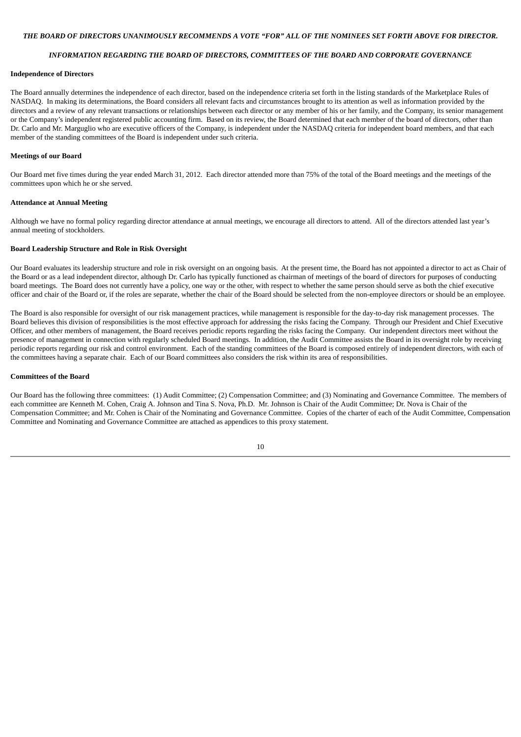*THE BOARD OF DIRECTORS UNANIMOUSLY RECOMMENDS A VOTE "FOR" ALL OF THE NOMINEES SET FORTH ABOVE FOR DIRECTOR.*

*INFORMATION REGARDING THE BOARD OF DIRECTORS, COMMITTEES OF THE BOARD AND CORPORATE GOVERNANCE*

**Independence of Directors**

The Board annually determines the independence of each director, based on the independence criteria set forth in the listing standards of the Marketplace Rules of NASDAQ. In making its determinations, the Board considers all relevant facts and circumstances brought to its attention as well as information provided by the directors and a review of any relevant transactions or relationships between each director or any member of his or her family, and the Company, its senior management or the Company's independent registered public accounting firm. Based on its review, the Board determined that each member of the board of directors, other than Dr. Carlo and Mr. Marguglio who are executive officers of the Company, is independent under the NASDAQ criteria for independent board members, and that each member of the standing committees of the Board is independent under such criteria.

**Meetings of our Board**

Our Board met five times during the year ended March 31, 2012. Each director attended more than 75% of the total of the Board meetings and the meetings of the committees upon which he or she served.

**Attendance at Annual Meeting**

Although we have no formal policy regarding director attendance at annual meetings, we encourage all directors to attend. All of the directors attended last year's annual meeting of stockholders.

**Board Leadership Structure and Role in Risk Oversight**

Our Board evaluates its leadership structure and role in risk oversight on an ongoing basis. At the present time, the Board has not appointed a director to act as Chair of the Board or as a lead independent director, although Dr. Carlo has typically functioned as chairman of meetings of the board of directors for purposes of conducting board meetings. The Board does not currently have a policy, one way or the other, with respect to whether the same person should serve as both the chief executive officer and chair of the Board or, if the roles are separate, whether the chair of the Board should be selected from the non-employee directors or should be an employee.

The Board is also responsible for oversight of our risk management practices, while management is responsible for the day-to-day risk management processes. The Board believes this division of responsibilities is the most effective approach for addressing the risks facing the Company. Through our President and Chief Executive Officer, and other members of management, the Board receives periodic reports regarding the risks facing the Company. Our independent directors meet without the presence of management in connection with regularly scheduled Board meetings. In addition, the Audit Committee assists the Board in its oversight role by receiving periodic reports regarding our risk and control environment. Each of the standing committees of the Board is composed entirely of independent directors, with each of the committees having a separate chair. Each of our Board committees also considers the risk within its area of responsibilities.

**Committees of the Board**

Our Board has the following three committees: (1) Audit Committee; (2) Compensation Committee; and (3) Nominating and Governance Committee. The members of each committee are Kenneth M. Cohen, Craig A. Johnson and Tina S. Nova, Ph.D. Mr. Johnson is Chair of the Audit Committee; Dr. Nova is Chair of the Compensation Committee; and Mr. Cohen is Chair of the Nominating and Governance Committee. Copies of the charter of each of the Audit Committee, Compensation Committee and Nominating and Governance Committee are attached as appendices to this proxy statement.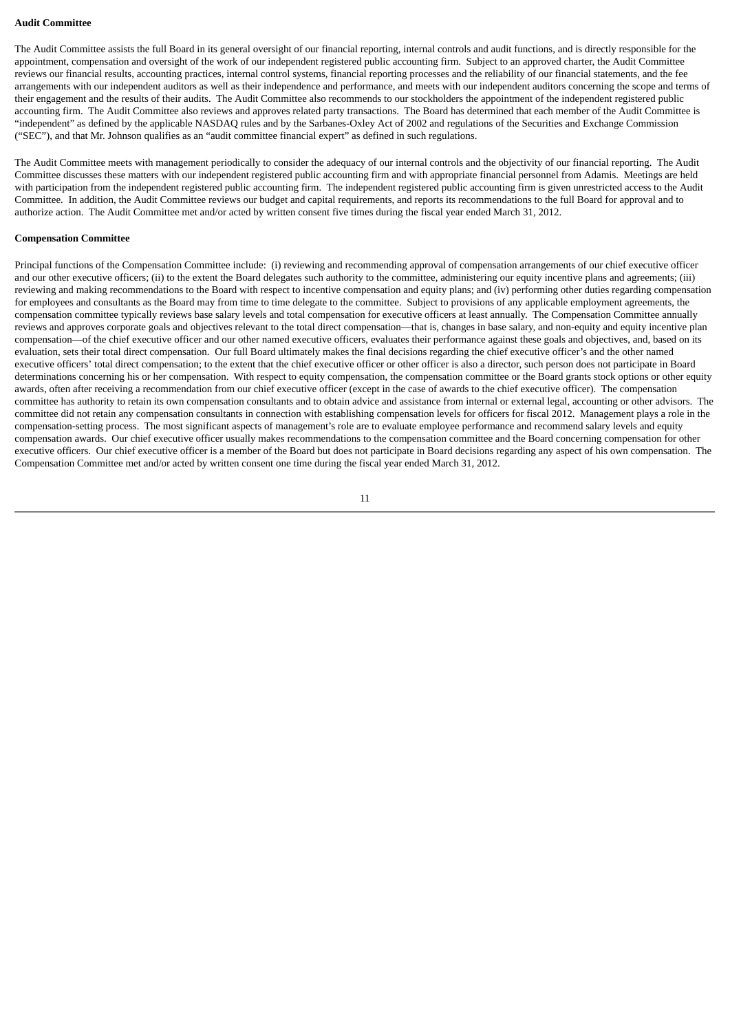**Audit Committee**

The Audit Committee assists the full Board in its general oversight of our financial reporting, internal controls and audit functions, and is directly responsible for the appointment, compensation and oversight of the work of our independent registered public accounting firm. Subject to an approved charter, the Audit Committee reviews our financial results, accounting practices, internal control systems, financial reporting processes and the reliability of our financial statements, and the fee arrangements with our independent auditors as well as their independence and performance, and meets with our independent auditors concerning the scope and terms of their engagement and the results of their audits. The Audit Committee also recommends to our stockholders the appointment of the independent registered public accounting firm. The Audit Committee also reviews and approves related party transactions. The Board has determined that each member of the Audit Committee is "independent" as defined by the applicable NASDAQ rules and by the Sarbanes-Oxley Act of 2002 and regulations of the Securities and Exchange Commission ("SEC"), and that Mr. Johnson qualifies as an "audit committee financial expert" as defined in such regulations.

The Audit Committee meets with management periodically to consider the adequacy of our internal controls and the objectivity of our financial reporting. The Audit Committee discusses these matters with our independent registered public accounting firm and with appropriate financial personnel from Adamis. Meetings are held with participation from the independent registered public accounting firm. The independent registered public accounting firm is given unrestricted access to the Audit Committee. In addition, the Audit Committee reviews our budget and capital requirements, and reports its recommendations to the full Board for approval and to authorize action. The Audit Committee met and/or acted by written consent five times during the fiscal year ended March 31, 2012.

**Compensation Committee**

Principal functions of the Compensation Committee include: (i) reviewing and recommending approval of compensation arrangements of our chief executive officer and our other executive officers; (ii) to the extent the Board delegates such authority to the committee, administering our equity incentive plans and agreements; (iii) reviewing and making recommendations to the Board with respect to incentive compensation and equity plans; and (iv) performing other duties regarding compensation for employees and consultants as the Board may from time to time delegate to the committee. Subject to provisions of any applicable employment agreements, the compensation committee typically reviews base salary levels and total compensation for executive officers at least annually. The Compensation Committee annually reviews and approves corporate goals and objectives relevant to the total direct compensation—that is, changes in base salary, and non-equity and equity incentive plan compensation—of the chief executive officer and our other named executive officers, evaluates their performance against these goals and objectives, and, based on its evaluation, sets their total direct compensation. Our full Board ultimately makes the final decisions regarding the chief executive officer's and the other named executive officers' total direct compensation; to the extent that the chief executive officer or other officer is also a director, such person does not participate in Board determinations concerning his or her compensation. With respect to equity compensation, the compensation committee or the Board grants stock options or other equity awards, often after receiving a recommendation from our chief executive officer (except in the case of awards to the chief executive officer). The compensation committee has authority to retain its own compensation consultants and to obtain advice and assistance from internal or external legal, accounting or other advisors. The committee did not retain any compensation consultants in connection with establishing compensation levels for officers for fiscal 2012. Management plays a role in the compensation-setting process. The most significant aspects of management's role are to evaluate employee performance and recommend salary levels and equity compensation awards. Our chief executive officer usually makes recommendations to the compensation committee and the Board concerning compensation for other executive officers. Our chief executive officer is a member of the Board but does not participate in Board decisions regarding any aspect of his own compensation. The Compensation Committee met and/or acted by written consent one time during the fiscal year ended March 31, 2012.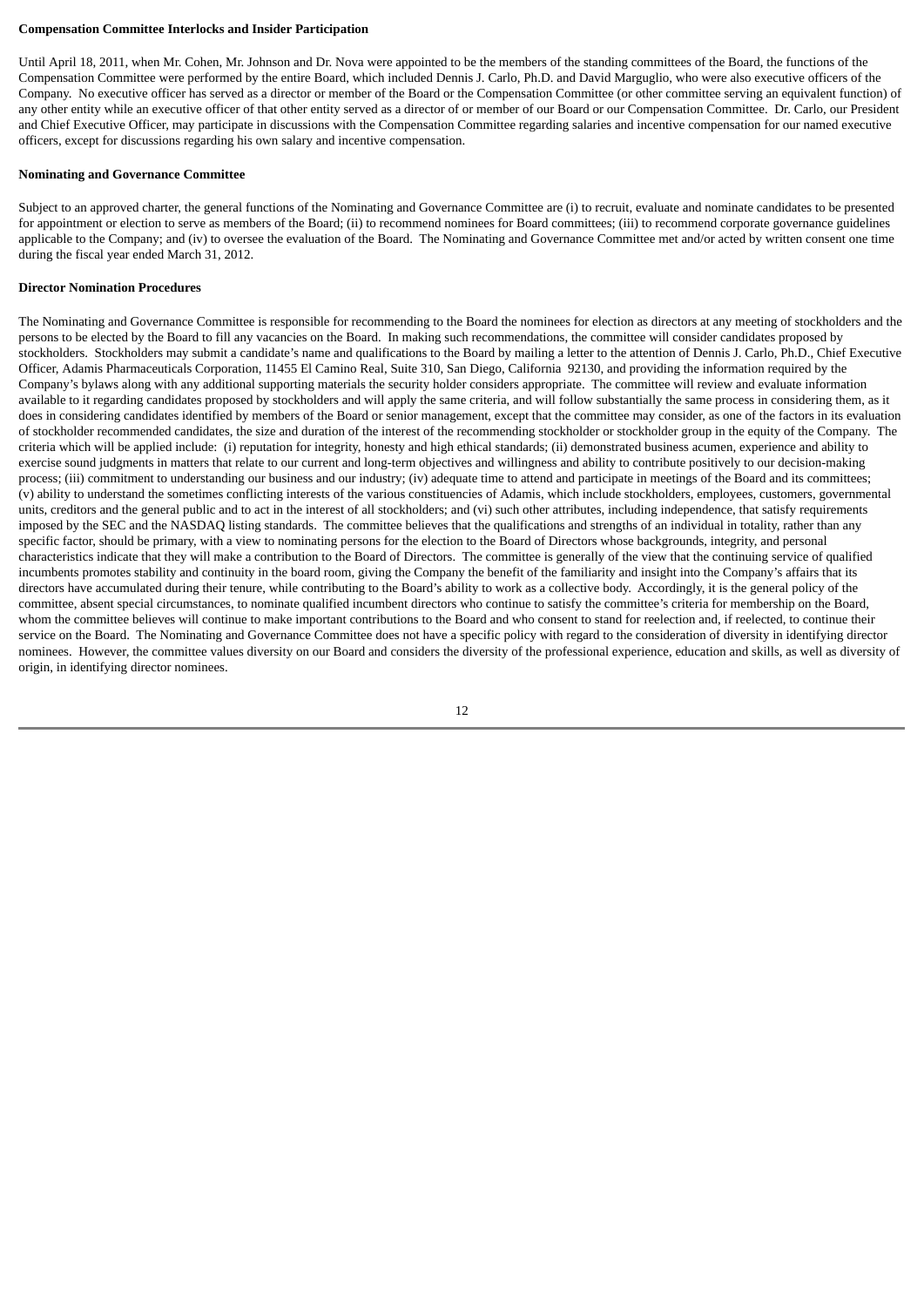**Compensation Committee Interlocks and Insider Participation**

Until April 18, 2011, when Mr. Cohen, Mr. Johnson and Dr. Nova were appointed to be the members of the standing committees of the Board, the functions of the Compensation Committee were performed by the entire Board, which included Dennis J. Carlo, Ph.D. and David Marguglio, who were also executive officers of the Company. No executive officer has served as a director or member of the Board or the Compensation Committee (or other committee serving an equivalent function) of any other entity while an executive officer of that other entity served as a director of or member of our Board or our Compensation Committee. Dr. Carlo, our President and Chief Executive Officer, may participate in discussions with the Compensation Committee regarding salaries and incentive compensation for our named executive officers, except for discussions regarding his own salary and incentive compensation.

**Nominating and Governance Committee**

Subject to an approved charter, the general functions of the Nominating and Governance Committee are (i) to recruit, evaluate and nominate candidates to be presented for appointment or election to serve as members of the Board; (ii) to recommend nominees for Board committees; (iii) to recommend corporate governance guidelines applicable to the Company; and (iv) to oversee the evaluation of the Board. The Nominating and Governance Committee met and/or acted by written consent one time during the fiscal year ended March 31, 2012.

**Director Nomination Procedures**

The Nominating and Governance Committee is responsible for recommending to the Board the nominees for election as directors at any meeting of stockholders and the persons to be elected by the Board to fill any vacancies on the Board. In making such recommendations, the committee will consider candidates proposed by stockholders. Stockholders may submit a candidate's name and qualifications to the Board by mailing a letter to the attention of Dennis J. Carlo, Ph.D., Chief Executive Officer, Adamis Pharmaceuticals Corporation, 11455 El Camino Real, Suite 310, San Diego, California 92130, and providing the information required by the Company's bylaws along with any additional supporting materials the security holder considers appropriate. The committee will review and evaluate information available to it regarding candidates proposed by stockholders and will apply the same criteria, and will follow substantially the same process in considering them, as it does in considering candidates identified by members of the Board or senior management, except that the committee may consider, as one of the factors in its evaluation of stockholder recommended candidates, the size and duration of the interest of the recommending stockholder or stockholder group in the equity of the Company. The criteria which will be applied include: (i) reputation for integrity, honesty and high ethical standards; (ii) demonstrated business acumen, experience and ability to exercise sound judgments in matters that relate to our current and long-term objectives and willingness and ability to contribute positively to our decision-making process; (iii) commitment to understanding our business and our industry; (iv) adequate time to attend and participate in meetings of the Board and its committees; (v) ability to understand the sometimes conflicting interests of the various constituencies of Adamis, which include stockholders, employees, customers, governmental units, creditors and the general public and to act in the interest of all stockholders; and (vi) such other attributes, including independence, that satisfy requirements imposed by the SEC and the NASDAQ listing standards. The committee believes that the qualifications and strengths of an individual in totality, rather than any specific factor, should be primary, with a view to nominating persons for the election to the Board of Directors whose backgrounds, integrity, and personal characteristics indicate that they will make a contribution to the Board of Directors. The committee is generally of the view that the continuing service of qualified incumbents promotes stability and continuity in the board room, giving the Company the benefit of the familiarity and insight into the Company's affairs that its directors have accumulated during their tenure, while contributing to the Board's ability to work as a collective body. Accordingly, it is the general policy of the committee, absent special circumstances, to nominate qualified incumbent directors who continue to satisfy the committee's criteria for membership on the Board, whom the committee believes will continue to make important contributions to the Board and who consent to stand for reelection and, if reelected, to continue their service on the Board. The Nominating and Governance Committee does not have a specific policy with regard to the consideration of diversity in identifying director nominees. However, the committee values diversity on our Board and considers the diversity of the professional experience, education and skills, as well as diversity of origin, in identifying director nominees.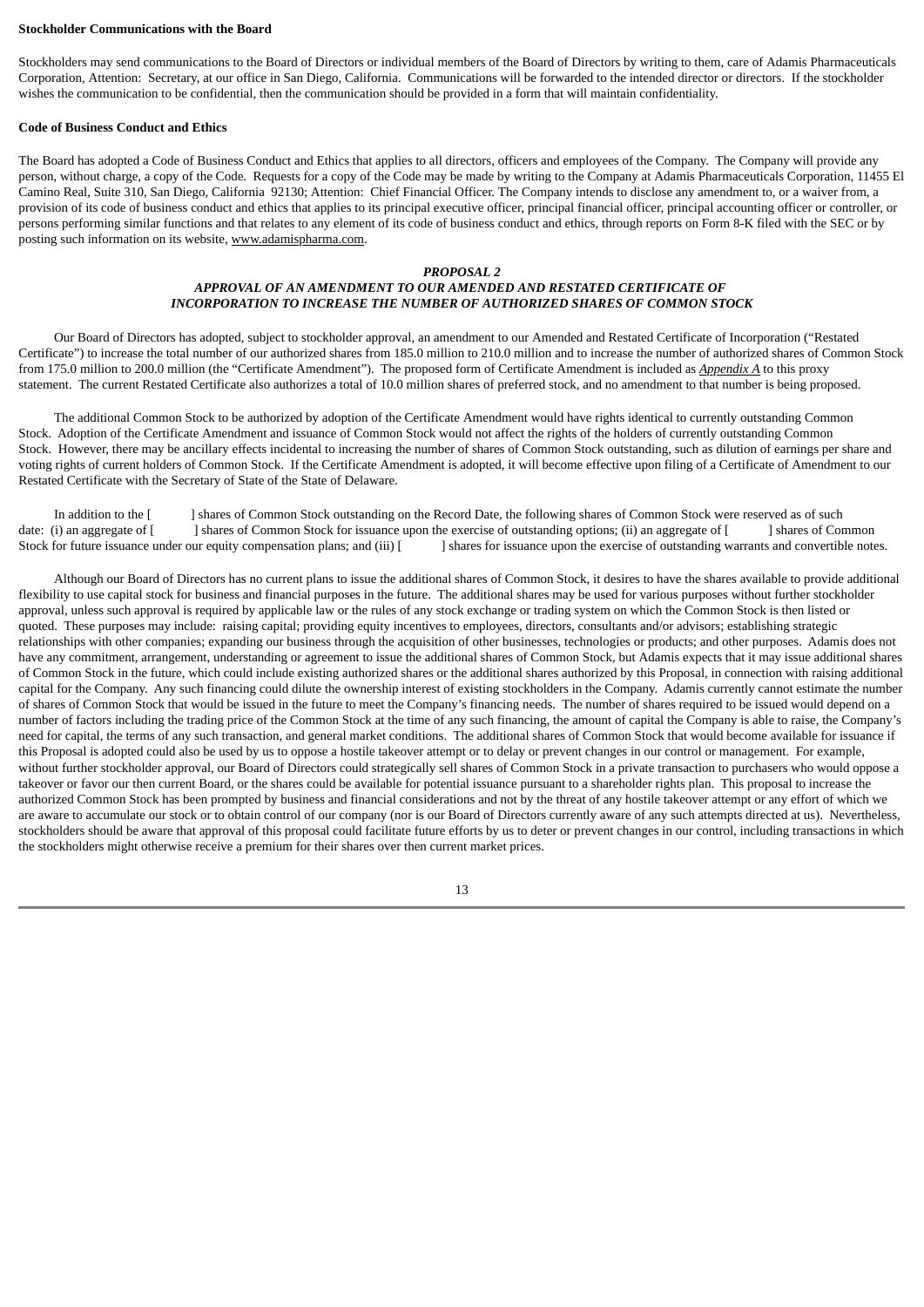**Stockholder Communications with the Board**

Stockholders may send communications to the Board of Directors or individual members of the Board of Directors by writing to them, care of Adamis Pharmaceuticals Corporation, Attention: Secretary, at our office in San Diego, California. Communications will be forwarded to the intended director or directors. If the stockholder wishes the communication to be confidential, then the communication should be provided in a form that will maintain confidentiality.

**Code of Business Conduct and Ethics**

The Board has adopted a Code of Business Conduct and Ethics that applies to all directors, officers and employees of the Company. The Company will provide any person, without charge, a copy of the Code. Requests for a copy of the Code may be made by writing to the Company at Adamis Pharmaceuticals Corporation, 11455 El Camino Real, Suite 310, San Diego, California 92130; Attention: Chief Financial Officer. The Company intends to disclose any amendment to, or a waiver from, a provision of its code of business conduct and ethics that applies to its principal executive officer, principal financial officer, principal accounting officer or controller, or persons performing similar functions and that relates to any element of its code of business conduct and ethics, through reports on Form 8-K filed with the SEC or by posting such information on its website, www.adamispharma.com.

***PROPOSAL 2***
***APPROVAL OF AN AMENDMENT TO OUR AMENDED AND RESTATED CERTIFICATE OF INCORPORATION TO INCREASE THE NUMBER OF AUTHORIZED SHARES OF COMMON STOCK***

Our Board of Directors has adopted, subject to stockholder approval, an amendment to our Amended and Restated Certificate of Incorporation ("Restated Certificate") to increase the total number of our authorized shares from 185.0 million to 210.0 million and to increase the number of authorized shares of Common Stock from 175.0 million to 200.0 million (the "Certificate Amendment"). The proposed form of Certificate Amendment is included as *Appendix A* to this proxy statement. The current Restated Certificate also authorizes a total of 10.0 million shares of preferred stock, and no amendment to that number is being proposed.

The additional Common Stock to be authorized by adoption of the Certificate Amendment would have rights identical to currently outstanding Common Stock. Adoption of the Certificate Amendment and issuance of Common Stock would not affect the rights of the holders of currently outstanding Common Stock. However, there may be ancillary effects incidental to increasing the number of shares of Common Stock outstanding, such as dilution of earnings per share and voting rights of current holders of Common Stock. If the Certificate Amendment is adopted, it will become effective upon filing of a Certificate of Amendment to our Restated Certificate with the Secretary of State of the State of Delaware.

In addition to the [ ] shares of Common Stock outstanding on the Record Date, the following shares of Common Stock were reserved as of such date: (i) an aggregate of [ ] shares of Common Stock for issuance upon the exercise of outstanding options; (ii) an aggregate of [ ] shares of Common Stock for future issuance under our equity compensation plans; and (iii) [ ] shares for issuance upon the exercise of outstanding warrants and convertible notes.

Although our Board of Directors has no current plans to issue the additional shares of Common Stock, it desires to have the shares available to provide additional flexibility to use capital stock for business and financial purposes in the future. The additional shares may be used for various purposes without further stockholder approval, unless such approval is required by applicable law or the rules of any stock exchange or trading system on which the Common Stock is then listed or quoted. These purposes may include: raising capital; providing equity incentives to employees, directors, consultants and/or advisors; establishing strategic relationships with other companies; expanding our business through the acquisition of other businesses, technologies or products; and other purposes. Adamis does not have any commitment, arrangement, understanding or agreement to issue the additional shares of Common Stock, but Adamis expects that it may issue additional shares of Common Stock in the future, which could include existing authorized shares or the additional shares authorized by this Proposal, in connection with raising additional capital for the Company. Any such financing could dilute the ownership interest of existing stockholders in the Company. Adamis currently cannot estimate the number of shares of Common Stock that would be issued in the future to meet the Company's financing needs. The number of shares required to be issued would depend on a number of factors including the trading price of the Common Stock at the time of any such financing, the amount of capital the Company is able to raise, the Company's need for capital, the terms of any such transaction, and general market conditions. The additional shares of Common Stock that would become available for issuance if this Proposal is adopted could also be used by us to oppose a hostile takeover attempt or to delay or prevent changes in our control or management. For example, without further stockholder approval, our Board of Directors could strategically sell shares of Common Stock in a private transaction to purchasers who would oppose a takeover or favor our then current Board, or the shares could be available for potential issuance pursuant to a shareholder rights plan. This proposal to increase the authorized Common Stock has been prompted by business and financial considerations and not by the threat of any hostile takeover attempt or any effort of which we are aware to accumulate our stock or to obtain control of our company (nor is our Board of Directors currently aware of any such attempts directed at us). Nevertheless, stockholders should be aware that approval of this proposal could facilitate future efforts by us to deter or prevent changes in our control, including transactions in which the stockholders might otherwise receive a premium for their shares over then current market prices.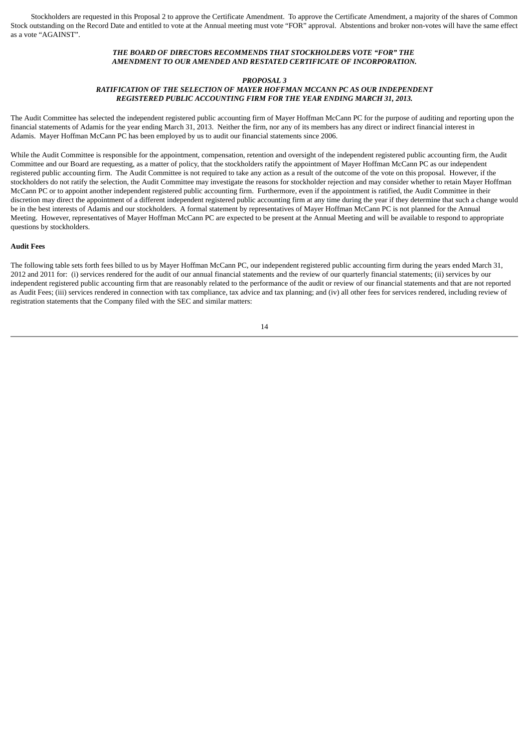Stockholders are requested in this Proposal 2 to approve the Certificate Amendment. To approve the Certificate Amendment, a majority of the shares of Common Stock outstanding on the Record Date and entitled to vote at the Annual meeting must vote "FOR" approval. Abstentions and broker non-votes will have the same effect as a vote "AGAINST".

***THE BOARD OF DIRECTORS RECOMMENDS THAT STOCKHOLDERS VOTE "FOR" THE AMENDMENT TO OUR AMENDED AND RESTATED CERTIFICATE OF INCORPORATION.***

***PROPOSAL 3***
***RATIFICATION OF THE SELECTION OF MAYER HOFFMAN MCCANN PC AS OUR INDEPENDENT REGISTERED PUBLIC ACCOUNTING FIRM FOR THE YEAR ENDING MARCH 31, 2013.***

The Audit Committee has selected the independent registered public accounting firm of Mayer Hoffman McCann PC for the purpose of auditing and reporting upon the financial statements of Adamis for the year ending March 31, 2013. Neither the firm, nor any of its members has any direct or indirect financial interest in Adamis. Mayer Hoffman McCann PC has been employed by us to audit our financial statements since 2006.

While the Audit Committee is responsible for the appointment, compensation, retention and oversight of the independent registered public accounting firm, the Audit Committee and our Board are requesting, as a matter of policy, that the stockholders ratify the appointment of Mayer Hoffman McCann PC as our independent registered public accounting firm. The Audit Committee is not required to take any action as a result of the outcome of the vote on this proposal. However, if the stockholders do not ratify the selection, the Audit Committee may investigate the reasons for stockholder rejection and may consider whether to retain Mayer Hoffman McCann PC or to appoint another independent registered public accounting firm. Furthermore, even if the appointment is ratified, the Audit Committee in their discretion may direct the appointment of a different independent registered public accounting firm at any time during the year if they determine that such a change would be in the best interests of Adamis and our stockholders. A formal statement by representatives of Mayer Hoffman McCann PC is not planned for the Annual Meeting. However, representatives of Mayer Hoffman McCann PC are expected to be present at the Annual Meeting and will be available to respond to appropriate questions by stockholders.

**Audit Fees**

The following table sets forth fees billed to us by Mayer Hoffman McCann PC, our independent registered public accounting firm during the years ended March 31, 2012 and 2011 for: (i) services rendered for the audit of our annual financial statements and the review of our quarterly financial statements; (ii) services by our independent registered public accounting firm that are reasonably related to the performance of the audit or review of our financial statements and that are not reported as Audit Fees; (iii) services rendered in connection with tax compliance, tax advice and tax planning; and (iv) all other fees for services rendered, including review of registration statements that the Company filed with the SEC and similar matters: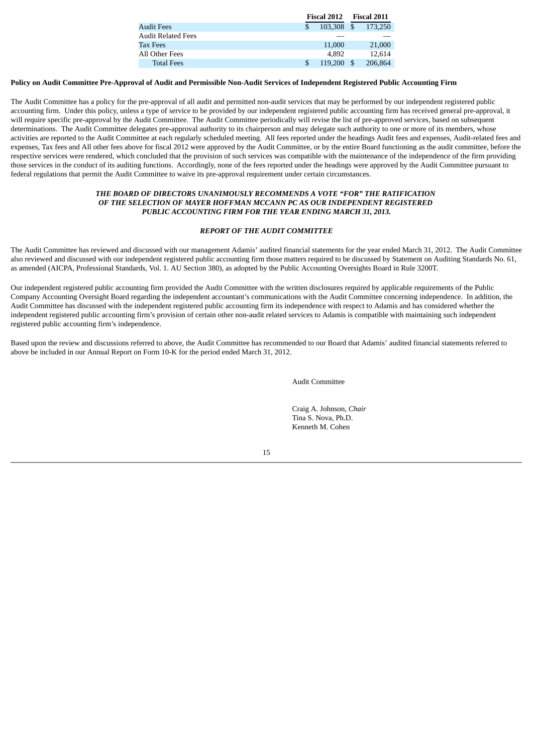| | Fiscal 2012 | Fiscal 2011 |
|---|---|---|
| Audit Fees | $ 103,308 | $ 173,250 |
| Audit Related Fees | — | — |
| Tax Fees | 11,000 | 21,000 |
| All Other Fees | 4,892 | 12,614 |
| Total Fees | $ 119,200 | $ 206,864 |

**Policy on Audit Committee Pre-Approval of Audit and Permissible Non-Audit Services of Independent Registered Public Accounting Firm**

The Audit Committee has a policy for the pre-approval of all audit and permitted non-audit services that may be performed by our independent registered public accounting firm. Under this policy, unless a type of service to be provided by our independent registered public accounting firm has received general pre-approval, it will require specific pre-approval by the Audit Committee. The Audit Committee periodically will revise the list of pre-approved services, based on subsequent determinations. The Audit Committee delegates pre-approval authority to its chairperson and may delegate such authority to one or more of its members, whose activities are reported to the Audit Committee at each regularly scheduled meeting. All fees reported under the headings Audit fees and expenses, Audit-related fees and expenses, Tax fees and All other fees above for fiscal 2012 were approved by the Audit Committee, or by the entire Board functioning as the audit committee, before the respective services were rendered, which concluded that the provision of such services was compatible with the maintenance of the independence of the firm providing those services in the conduct of its auditing functions. Accordingly, none of the fees reported under the headings were approved by the Audit Committee pursuant to federal regulations that permit the Audit Committee to waive its pre-approval requirement under certain circumstances.

***THE BOARD OF DIRECTORS UNANIMOUSLY RECOMMENDS A VOTE "FOR" THE RATIFICATION OF THE SELECTION OF MAYER HOFFMAN MCCANN PC AS OUR INDEPENDENT REGISTERED PUBLIC ACCOUNTING FIRM FOR THE YEAR ENDING MARCH 31, 2013.***

***REPORT OF THE AUDIT COMMITTEE***

The Audit Committee has reviewed and discussed with our management Adamis' audited financial statements for the year ended March 31, 2012. The Audit Committee also reviewed and discussed with our independent registered public accounting firm those matters required to be discussed by Statement on Auditing Standards No. 61, as amended (AICPA, Professional Standards, Vol. 1. AU Section 380), as adopted by the Public Accounting Oversights Board in Rule 3200T.

Our independent registered public accounting firm provided the Audit Committee with the written disclosures required by applicable requirements of the Public Company Accounting Oversight Board regarding the independent accountant's communications with the Audit Committee concerning independence. In addition, the Audit Committee has discussed with the independent registered public accounting firm its independence with respect to Adamis and has considered whether the independent registered public accounting firm's provision of certain other non-audit related services to Adamis is compatible with maintaining such independent registered public accounting firm's independence.

Based upon the review and discussions referred to above, the Audit Committee has recommended to our Board that Adamis' audited financial statements referred to above be included in our Annual Report on Form 10-K for the period ended March 31, 2012.

Audit Committee

Craig A. Johnson, *Chair*
Tina S. Nova, Ph.D.
Kenneth M. Cohen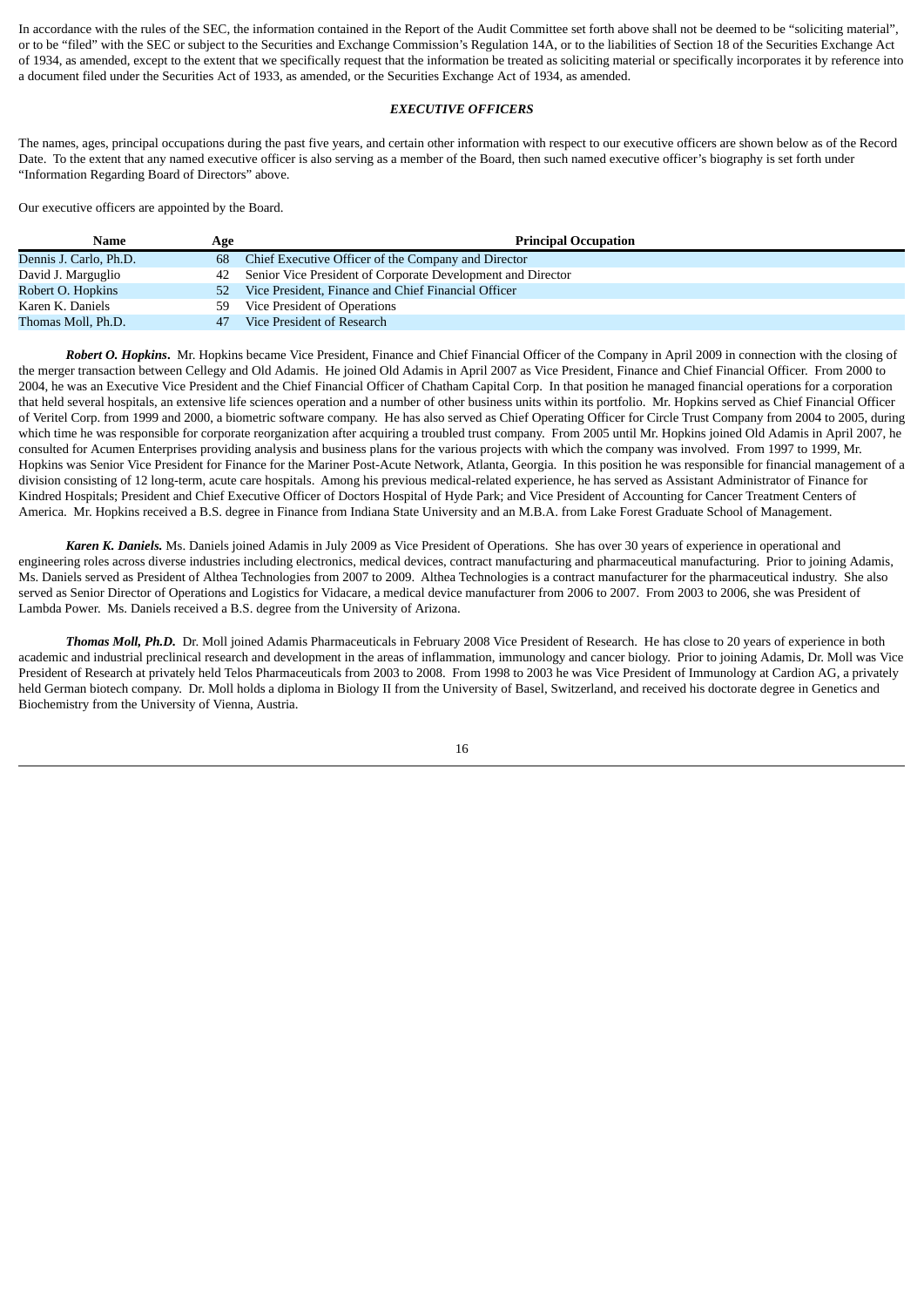In accordance with the rules of the SEC, the information contained in the Report of the Audit Committee set forth above shall not be deemed to be "soliciting material", or to be "filed" with the SEC or subject to the Securities and Exchange Commission's Regulation 14A, or to the liabilities of Section 18 of the Securities Exchange Act of 1934, as amended, except to the extent that we specifically request that the information be treated as soliciting material or specifically incorporates it by reference into a document filed under the Securities Act of 1933, as amended, or the Securities Exchange Act of 1934, as amended.

## *EXECUTIVE OFFICERS*

The names, ages, principal occupations during the past five years, and certain other information with respect to our executive officers are shown below as of the Record Date. To the extent that any named executive officer is also serving as a member of the Board, then such named executive officer's biography is set forth under "Information Regarding Board of Directors" above.

Our executive officers are appointed by the Board.

| Name | Age | Principal Occupation |
|---|---|---|
| Dennis J. Carlo, Ph.D. | 68 | Chief Executive Officer of the Company and Director |
| David J. Marguglio | 42 | Senior Vice President of Corporate Development and Director |
| Robert O. Hopkins | 52 | Vice President, Finance and Chief Financial Officer |
| Karen K. Daniels | 59 | Vice President of Operations |
| Thomas Moll, Ph.D. | 47 | Vice President of Research |

***Robert O. Hopkins***. Mr. Hopkins became Vice President, Finance and Chief Financial Officer of the Company in April 2009 in connection with the closing of the merger transaction between Cellegy and Old Adamis. He joined Old Adamis in April 2007 as Vice President, Finance and Chief Financial Officer. From 2000 to 2004, he was an Executive Vice President and the Chief Financial Officer of Chatham Capital Corp. In that position he managed financial operations for a corporation that held several hospitals, an extensive life sciences operation and a number of other business units within its portfolio. Mr. Hopkins served as Chief Financial Officer of Veritel Corp. from 1999 and 2000, a biometric software company. He has also served as Chief Operating Officer for Circle Trust Company from 2004 to 2005, during which time he was responsible for corporate reorganization after acquiring a troubled trust company. From 2005 until Mr. Hopkins joined Old Adamis in April 2007, he consulted for Acumen Enterprises providing analysis and business plans for the various projects with which the company was involved. From 1997 to 1999, Mr. Hopkins was Senior Vice President for Finance for the Mariner Post-Acute Network, Atlanta, Georgia. In this position he was responsible for financial management of a division consisting of 12 long-term, acute care hospitals. Among his previous medical-related experience, he has served as Assistant Administrator of Finance for Kindred Hospitals; President and Chief Executive Officer of Doctors Hospital of Hyde Park; and Vice President of Accounting for Cancer Treatment Centers of America. Mr. Hopkins received a B.S. degree in Finance from Indiana State University and an M.B.A. from Lake Forest Graduate School of Management.

***Karen K. Daniels.*** Ms. Daniels joined Adamis in July 2009 as Vice President of Operations. She has over 30 years of experience in operational and engineering roles across diverse industries including electronics, medical devices, contract manufacturing and pharmaceutical manufacturing. Prior to joining Adamis, Ms. Daniels served as President of Althea Technologies from 2007 to 2009. Althea Technologies is a contract manufacturer for the pharmaceutical industry. She also served as Senior Director of Operations and Logistics for Vidacare, a medical device manufacturer from 2006 to 2007. From 2003 to 2006, she was President of Lambda Power. Ms. Daniels received a B.S. degree from the University of Arizona.

***Thomas Moll, Ph.D.*** Dr. Moll joined Adamis Pharmaceuticals in February 2008 Vice President of Research. He has close to 20 years of experience in both academic and industrial preclinical research and development in the areas of inflammation, immunology and cancer biology. Prior to joining Adamis, Dr. Moll was Vice President of Research at privately held Telos Pharmaceuticals from 2003 to 2008. From 1998 to 2003 he was Vice President of Immunology at Cardion AG, a privately held German biotech company. Dr. Moll holds a diploma in Biology II from the University of Basel, Switzerland, and received his doctorate degree in Genetics and Biochemistry from the University of Vienna, Austria.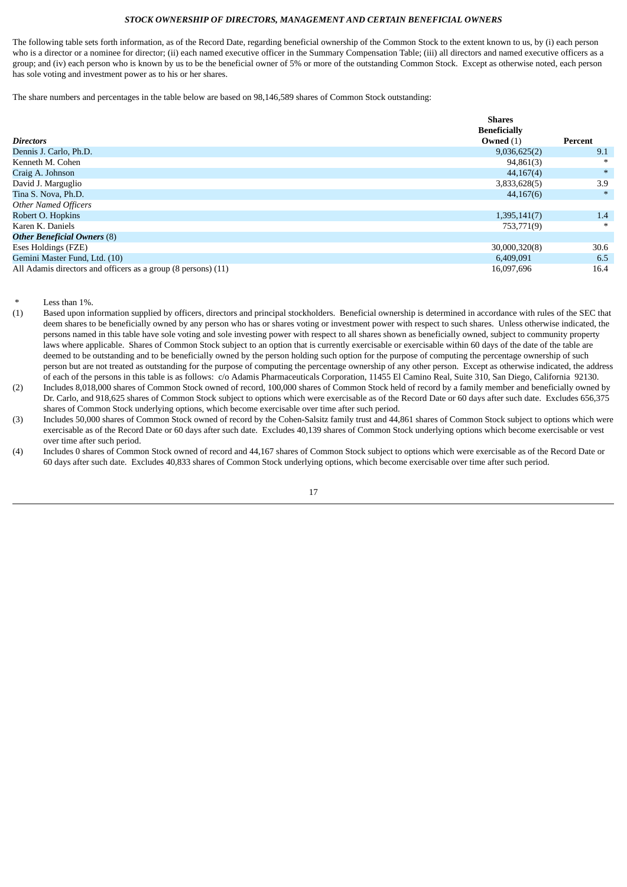### *STOCK OWNERSHIP OF DIRECTORS, MANAGEMENT AND CERTAIN BENEFICIAL OWNERS*

The following table sets forth information, as of the Record Date, regarding beneficial ownership of the Common Stock to the extent known to us, by (i) each person who is a director or a nominee for director; (ii) each named executive officer in the Summary Compensation Table; (iii) all directors and named executive officers as a group; and (iv) each person who is known by us to be the beneficial owner of 5% or more of the outstanding Common Stock. Except as otherwise noted, each person has sole voting and investment power as to his or her shares.

The share numbers and percentages in the table below are based on 98,146,589 shares of Common Stock outstanding:

| ***Directors*** | **Shares Beneficially Owned** (1) | **Percent** |
|---|---|---|
| Dennis J. Carlo, Ph.D. | 9,036,625(2) | 9.1 |
| Kenneth M. Cohen | 94,861(3) | * |
| Craig A. Johnson | 44,167(4) | * |
| David J. Marguglio | 3,833,628(5) | 3.9 |
| Tina S. Nova, Ph.D. | 44,167(6) | * |
| *Other Named Officers* | | |
| Robert O. Hopkins | 1,395,141(7) | 1.4 |
| Karen K. Daniels | 753,771(9) | * |
| ***Other Beneficial Owners*** (8) | | |
| Eses Holdings (FZE) | 30,000,320(8) | 30.6 |
| Gemini Master Fund, Ltd. (10) | 6,409,091 | 6.5 |
| All Adamis directors and officers as a group (8 persons) (11) | 16,097,696 | 16.4 |

\* Less than 1%.

(1) Based upon information supplied by officers, directors and principal stockholders. Beneficial ownership is determined in accordance with rules of the SEC that deem shares to be beneficially owned by any person who has or shares voting or investment power with respect to such shares. Unless otherwise indicated, the persons named in this table have sole voting and sole investing power with respect to all shares shown as beneficially owned, subject to community property laws where applicable. Shares of Common Stock subject to an option that is currently exercisable or exercisable within 60 days of the date of the table are deemed to be outstanding and to be beneficially owned by the person holding such option for the purpose of computing the percentage ownership of such person but are not treated as outstanding for the purpose of computing the percentage ownership of any other person. Except as otherwise indicated, the address of each of the persons in this table is as follows: c/o Adamis Pharmaceuticals Corporation, 11455 El Camino Real, Suite 310, San Diego, California 92130.

(2) Includes 8,018,000 shares of Common Stock owned of record, 100,000 shares of Common Stock held of record by a family member and beneficially owned by Dr. Carlo, and 918,625 shares of Common Stock subject to options which were exercisable as of the Record Date or 60 days after such date. Excludes 656,375 shares of Common Stock underlying options, which become exercisable over time after such period.

(3) Includes 50,000 shares of Common Stock owned of record by the Cohen-Salsitz family trust and 44,861 shares of Common Stock subject to options which were exercisable as of the Record Date or 60 days after such date. Excludes 40,139 shares of Common Stock underlying options which become exercisable or vest over time after such period.

(4) Includes 0 shares of Common Stock owned of record and 44,167 shares of Common Stock subject to options which were exercisable as of the Record Date or 60 days after such date. Excludes 40,833 shares of Common Stock underlying options, which become exercisable over time after such period.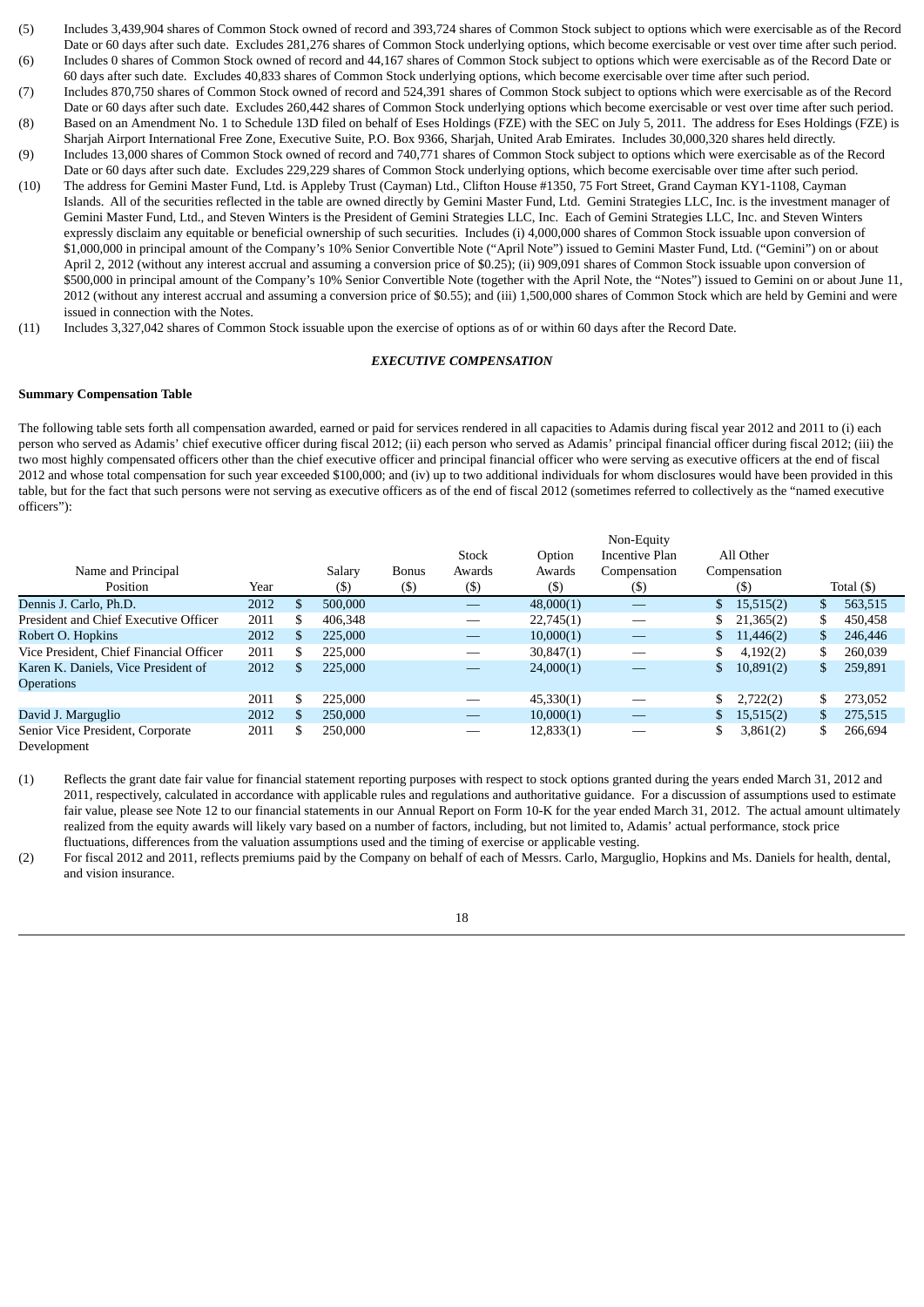(5) Includes 3,439,904 shares of Common Stock owned of record and 393,724 shares of Common Stock subject to options which were exercisable as of the Record Date or 60 days after such date. Excludes 281,276 shares of Common Stock underlying options, which become exercisable or vest over time after such period.

(6) Includes 0 shares of Common Stock owned of record and 44,167 shares of Common Stock subject to options which were exercisable as of the Record Date or 60 days after such date. Excludes 40,833 shares of Common Stock underlying options, which become exercisable over time after such period.

(7) Includes 870,750 shares of Common Stock owned of record and 524,391 shares of Common Stock subject to options which were exercisable as of the Record Date or 60 days after such date. Excludes 260,442 shares of Common Stock underlying options which become exercisable or vest over time after such period.

(8) Based on an Amendment No. 1 to Schedule 13D filed on behalf of Eses Holdings (FZE) with the SEC on July 5, 2011. The address for Eses Holdings (FZE) is Sharjah Airport International Free Zone, Executive Suite, P.O. Box 9366, Sharjah, United Arab Emirates. Includes 30,000,320 shares held directly.

(9) Includes 13,000 shares of Common Stock owned of record and 740,771 shares of Common Stock subject to options which were exercisable as of the Record Date or 60 days after such date. Excludes 229,229 shares of Common Stock underlying options, which become exercisable over time after such period.

(10) The address for Gemini Master Fund, Ltd. is Appleby Trust (Cayman) Ltd., Clifton House #1350, 75 Fort Street, Grand Cayman KY1-1108, Cayman Islands. All of the securities reflected in the table are owned directly by Gemini Master Fund, Ltd. Gemini Strategies LLC, Inc. is the investment manager of Gemini Master Fund, Ltd., and Steven Winters is the President of Gemini Strategies LLC, Inc. Each of Gemini Strategies LLC, Inc. and Steven Winters expressly disclaim any equitable or beneficial ownership of such securities. Includes (i) 4,000,000 shares of Common Stock issuable upon conversion of $1,000,000 in principal amount of the Company's 10% Senior Convertible Note ("April Note") issued to Gemini Master Fund, Ltd. ("Gemini") on or about April 2, 2012 (without any interest accrual and assuming a conversion price of $0.25); (ii) 909,091 shares of Common Stock issuable upon conversion of $500,000 in principal amount of the Company's 10% Senior Convertible Note (together with the April Note, the "Notes") issued to Gemini on or about June 11, 2012 (without any interest accrual and assuming a conversion price of $0.55); and (iii) 1,500,000 shares of Common Stock which are held by Gemini and were issued in connection with the Notes.

(11) Includes 3,327,042 shares of Common Stock issuable upon the exercise of options as of or within 60 days after the Record Date.

## *EXECUTIVE COMPENSATION*

**Summary Compensation Table**

The following table sets forth all compensation awarded, earned or paid for services rendered in all capacities to Adamis during fiscal year 2012 and 2011 to (i) each person who served as Adamis' chief executive officer during fiscal 2012; (ii) each person who served as Adamis' principal financial officer during fiscal 2012; (iii) the two most highly compensated officers other than the chief executive officer and principal financial officer who were serving as executive officers at the end of fiscal 2012 and whose total compensation for such year exceeded $100,000; and (iv) up to two additional individuals for whom disclosures would have been provided in this table, but for the fact that such persons were not serving as executive officers as of the end of fiscal 2012 (sometimes referred to collectively as the "named executive officers"):

| Name and Principal Position | Year | Salary ($) | Bonus ($) | Stock Awards ($) | Option Awards ($) | Non-Equity Incentive Plan Compensation ($) | All Other Compensation ($) | Total ($) |
|---|---|---|---|---|---|---|---|---|
| Dennis J. Carlo, Ph.D. | 2012 | $ 500,000 | | — | 48,000(1) | — | $ 15,515(2) | $ 563,515 |
| President and Chief Executive Officer | 2011 | $ 406,348 | | — | 22,745(1) | — | $ 21,365(2) | $ 450,458 |
| Robert O. Hopkins | 2012 | $ 225,000 | | — | 10,000(1) | — | $ 11,446(2) | $ 246,446 |
| Vice President, Chief Financial Officer | 2011 | $ 225,000 | | — | 30,847(1) | — | $ 4,192(2) | $ 260,039 |
| Karen K. Daniels, Vice President of Operations | 2012 | $ 225,000 | | — | 24,000(1) | — | $ 10,891(2) | $ 259,891 |
| | 2011 | $ 225,000 | | — | 45,330(1) | — | $ 2,722(2) | $ 273,052 |
| David J. Marguglio | 2012 | $ 250,000 | | — | 10,000(1) | — | $ 15,515(2) | $ 275,515 |
| Senior Vice President, Corporate Development | 2011 | $ 250,000 | | — | 12,833(1) | — | $ 3,861(2) | $ 266,694 |

(1) Reflects the grant date fair value for financial statement reporting purposes with respect to stock options granted during the years ended March 31, 2012 and 2011, respectively, calculated in accordance with applicable rules and regulations and authoritative guidance. For a discussion of assumptions used to estimate fair value, please see Note 12 to our financial statements in our Annual Report on Form 10-K for the year ended March 31, 2012. The actual amount ultimately realized from the equity awards will likely vary based on a number of factors, including, but not limited to, Adamis' actual performance, stock price fluctuations, differences from the valuation assumptions used and the timing of exercise or applicable vesting.

(2) For fiscal 2012 and 2011, reflects premiums paid by the Company on behalf of each of Messrs. Carlo, Marguglio, Hopkins and Ms. Daniels for health, dental, and vision insurance.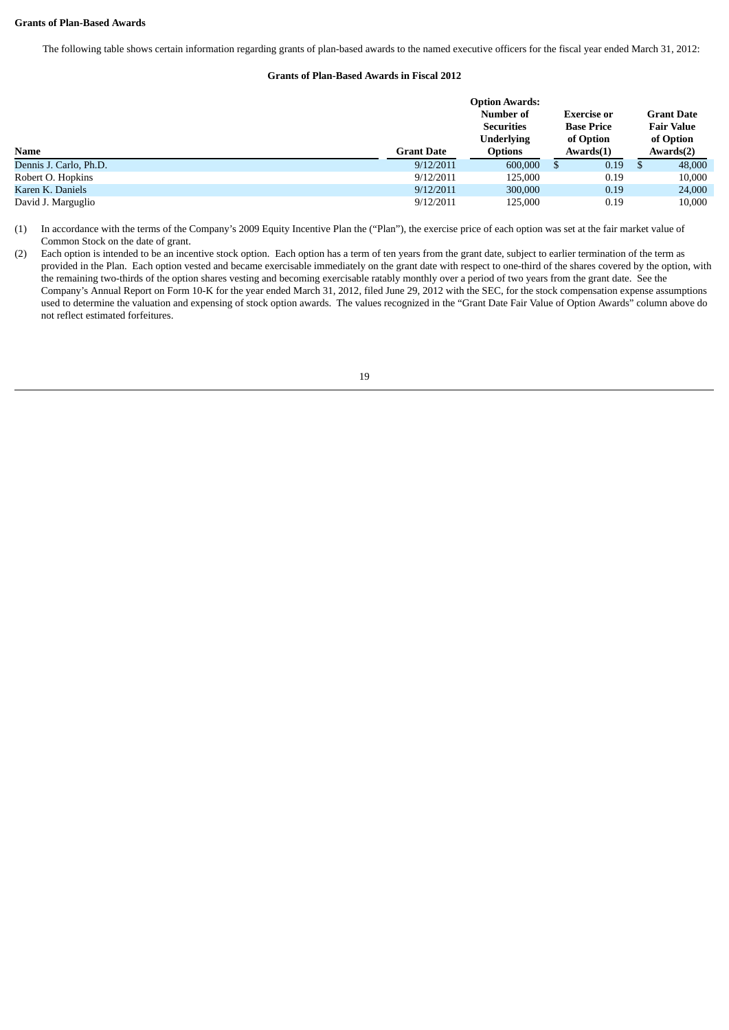**Grants of Plan-Based Awards**

The following table shows certain information regarding grants of plan-based awards to the named executive officers for the fiscal year ended March 31, 2012:

**Grants of Plan-Based Awards in Fiscal 2012**

| Name | Grant Date | Option Awards: Number of Securities Underlying Options | Exercise or Base Price of Option Awards(1) | Grant Date Fair Value of Option Awards(2) |
|---|---|---|---|---|
| Dennis J. Carlo, Ph.D. | 9/12/2011 | 600,000 | $ 0.19 | $ 48,000 |
| Robert O. Hopkins | 9/12/2011 | 125,000 | 0.19 | 10,000 |
| Karen K. Daniels | 9/12/2011 | 300,000 | 0.19 | 24,000 |
| David J. Marguglio | 9/12/2011 | 125,000 | 0.19 | 10,000 |

(1) In accordance with the terms of the Company's 2009 Equity Incentive Plan the ("Plan"), the exercise price of each option was set at the fair market value of Common Stock on the date of grant.

(2) Each option is intended to be an incentive stock option. Each option has a term of ten years from the grant date, subject to earlier termination of the term as provided in the Plan. Each option vested and became exercisable immediately on the grant date with respect to one-third of the shares covered by the option, with the remaining two-thirds of the option shares vesting and becoming exercisable ratably monthly over a period of two years from the grant date. See the Company's Annual Report on Form 10-K for the year ended March 31, 2012, filed June 29, 2012 with the SEC, for the stock compensation expense assumptions used to determine the valuation and expensing of stock option awards. The values recognized in the "Grant Date Fair Value of Option Awards" column above do not reflect estimated forfeitures.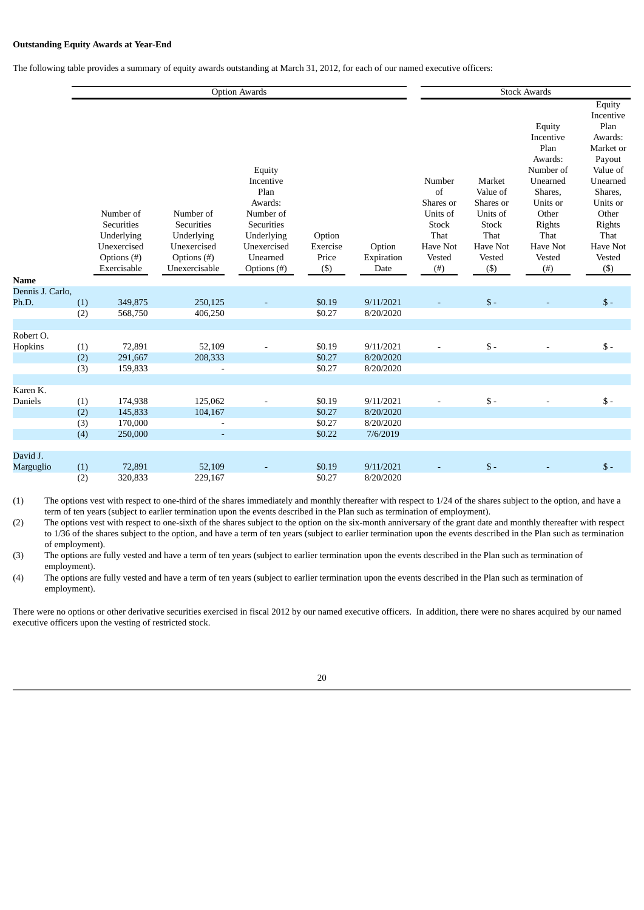**Outstanding Equity Awards at Year-End**

The following table provides a summary of equity awards outstanding at March 31, 2012, for each of our named executive officers:

| | | Option Awards | | | | | Stock Awards | | | |
|---|---|---|---|---|---|---|---|---|---|---|
| Name | | Number of Securities Underlying Unexercised Options (#) Exercisable | Number of Securities Underlying Unexercised Options (#) Unexercisable | Equity Incentive Plan Awards: Number of Securities Underlying Unexercised Unearned Options (#) | Option Exercise Price ($) | Option Expiration Date | Number of Shares or Units of Stock That Have Not Vested (#) | Market Value of Shares or Units of Stock That Have Not Vested ($) | Equity Incentive Plan Awards: Number of Unearned Shares, Units or Other Rights That Have Not Vested (#) | Equity Incentive Plan Awards: Market or Payout Value of Unearned Shares, Units or Other Rights That Have Not Vested ($) |
| Dennis J. Carlo, Ph.D. | (1) | 349,875 | 250,125 | - | $0.19 | 9/11/2021 | - | $ - | - | $ - |
| | (2) | 568,750 | 406,250 | | $0.27 | 8/20/2020 | | | | |
| Robert O. Hopkins | (1) | 72,891 | 52,109 | - | $0.19 | 9/11/2021 | - | $ - | - | $ - |
| | (2) | 291,667 | 208,333 | | $0.27 | 8/20/2020 | | | | |
| | (3) | 159,833 | - | | $0.27 | 8/20/2020 | | | | |
| Karen K. Daniels | (1) | 174,938 | 125,062 | - | $0.19 | 9/11/2021 | - | $ - | - | $ - |
| | (2) | 145,833 | 104,167 | | $0.27 | 8/20/2020 | | | | |
| | (3) | 170,000 | - | | $0.27 | 8/20/2020 | | | | |
| | (4) | 250,000 | - | | $0.22 | 7/6/2019 | | | | |
| David J. Marguglio | (1) | 72,891 | 52,109 | - | $0.19 | 9/11/2021 | - | $ - | - | $ - |
| | (2) | 320,833 | 229,167 | | $0.27 | 8/20/2020 | | | | |

(1) The options vest with respect to one-third of the shares immediately and monthly thereafter with respect to 1/24 of the shares subject to the option, and have a term of ten years (subject to earlier termination upon the events described in the Plan such as termination of employment).

(2) The options vest with respect to one-sixth of the shares subject to the option on the six-month anniversary of the grant date and monthly thereafter with respect to 1/36 of the shares subject to the option, and have a term of ten years (subject to earlier termination upon the events described in the Plan such as termination of employment).

(3) The options are fully vested and have a term of ten years (subject to earlier termination upon the events described in the Plan such as termination of employment).

(4) The options are fully vested and have a term of ten years (subject to earlier termination upon the events described in the Plan such as termination of employment).

There were no options or other derivative securities exercised in fiscal 2012 by our named executive officers. In addition, there were no shares acquired by our named executive officers upon the vesting of restricted stock.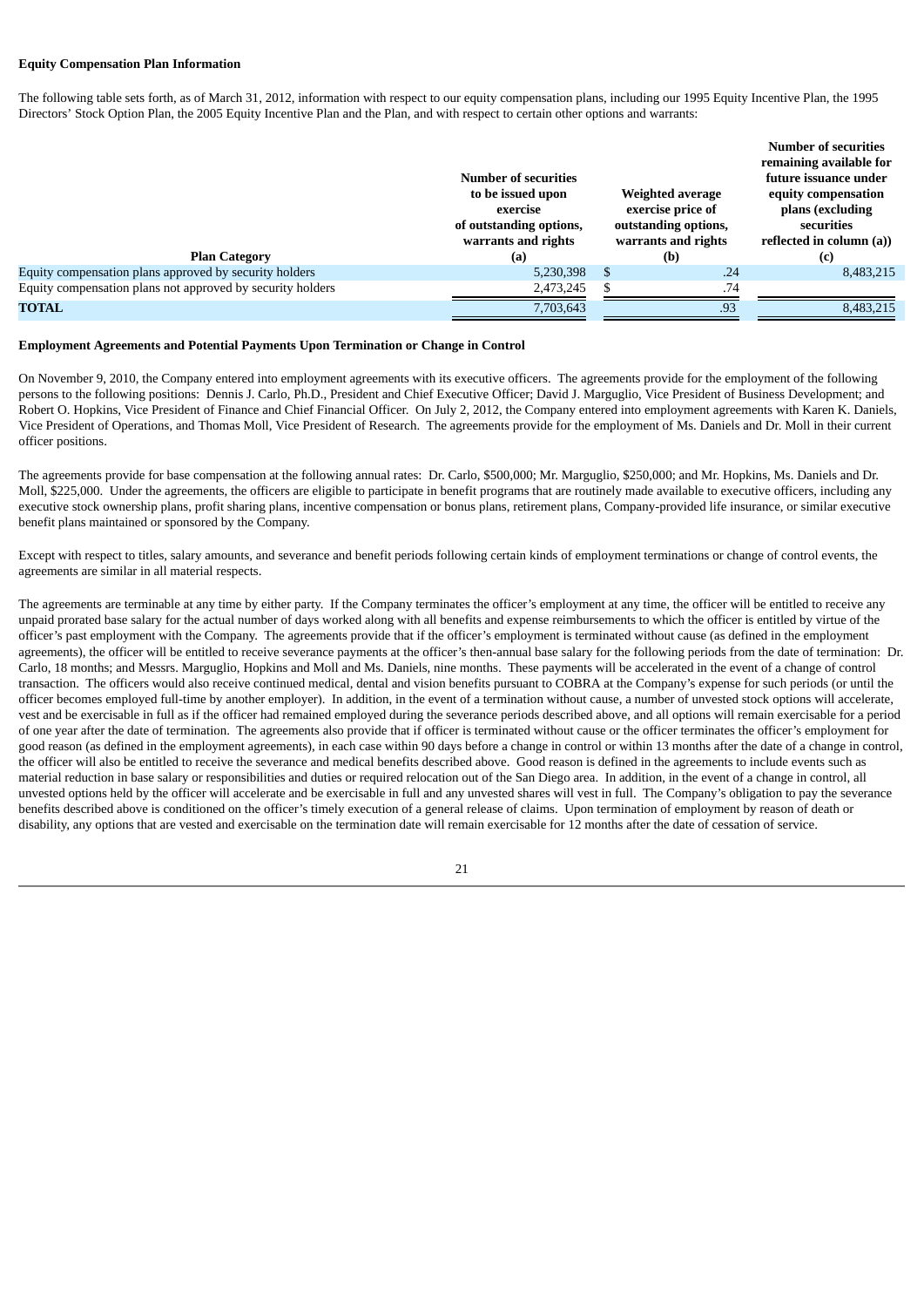**Equity Compensation Plan Information**

The following table sets forth, as of March 31, 2012, information with respect to our equity compensation plans, including our 1995 Equity Incentive Plan, the 1995 Directors' Stock Option Plan, the 2005 Equity Incentive Plan and the Plan, and with respect to certain other options and warrants:

| Plan Category | Number of securities to be issued upon exercise of outstanding options, warrants and rights (a) | Weighted average exercise price of outstanding options, warrants and rights (b) | Number of securities remaining available for future issuance under equity compensation plans (excluding securities reflected in column (a)) (c) |
|---|---|---|---|
| Equity compensation plans approved by security holders | 5,230,398 | $ .24 | 8,483,215 |
| Equity compensation plans not approved by security holders | 2,473,245 | $ .74 | |
| **TOTAL** | 7,703,643 | .93 | 8,483,215 |

**Employment Agreements and Potential Payments Upon Termination or Change in Control**

On November 9, 2010, the Company entered into employment agreements with its executive officers. The agreements provide for the employment of the following persons to the following positions: Dennis J. Carlo, Ph.D., President and Chief Executive Officer; David J. Marguglio, Vice President of Business Development; and Robert O. Hopkins, Vice President of Finance and Chief Financial Officer. On July 2, 2012, the Company entered into employment agreements with Karen K. Daniels, Vice President of Operations, and Thomas Moll, Vice President of Research. The agreements provide for the employment of Ms. Daniels and Dr. Moll in their current officer positions.

The agreements provide for base compensation at the following annual rates: Dr. Carlo, $500,000; Mr. Marguglio, $250,000; and Mr. Hopkins, Ms. Daniels and Dr. Moll, $225,000. Under the agreements, the officers are eligible to participate in benefit programs that are routinely made available to executive officers, including any executive stock ownership plans, profit sharing plans, incentive compensation or bonus plans, retirement plans, Company-provided life insurance, or similar executive benefit plans maintained or sponsored by the Company.

Except with respect to titles, salary amounts, and severance and benefit periods following certain kinds of employment terminations or change of control events, the agreements are similar in all material respects.

The agreements are terminable at any time by either party. If the Company terminates the officer's employment at any time, the officer will be entitled to receive any unpaid prorated base salary for the actual number of days worked along with all benefits and expense reimbursements to which the officer is entitled by virtue of the officer's past employment with the Company. The agreements provide that if the officer's employment is terminated without cause (as defined in the employment agreements), the officer will be entitled to receive severance payments at the officer's then-annual base salary for the following periods from the date of termination: Dr. Carlo, 18 months; and Messrs. Marguglio, Hopkins and Moll and Ms. Daniels, nine months. These payments will be accelerated in the event of a change of control transaction. The officers would also receive continued medical, dental and vision benefits pursuant to COBRA at the Company's expense for such periods (or until the officer becomes employed full-time by another employer). In addition, in the event of a termination without cause, a number of unvested stock options will accelerate, vest and be exercisable in full as if the officer had remained employed during the severance periods described above, and all options will remain exercisable for a period of one year after the date of termination. The agreements also provide that if officer is terminated without cause or the officer terminates the officer's employment for good reason (as defined in the employment agreements), in each case within 90 days before a change in control or within 13 months after the date of a change in control, the officer will also be entitled to receive the severance and medical benefits described above. Good reason is defined in the agreements to include events such as material reduction in base salary or responsibilities and duties or required relocation out of the San Diego area. In addition, in the event of a change in control, all unvested options held by the officer will accelerate and be exercisable in full and any unvested shares will vest in full. The Company's obligation to pay the severance benefits described above is conditioned on the officer's timely execution of a general release of claims. Upon termination of employment by reason of death or disability, any options that are vested and exercisable on the termination date will remain exercisable for 12 months after the date of cessation of service.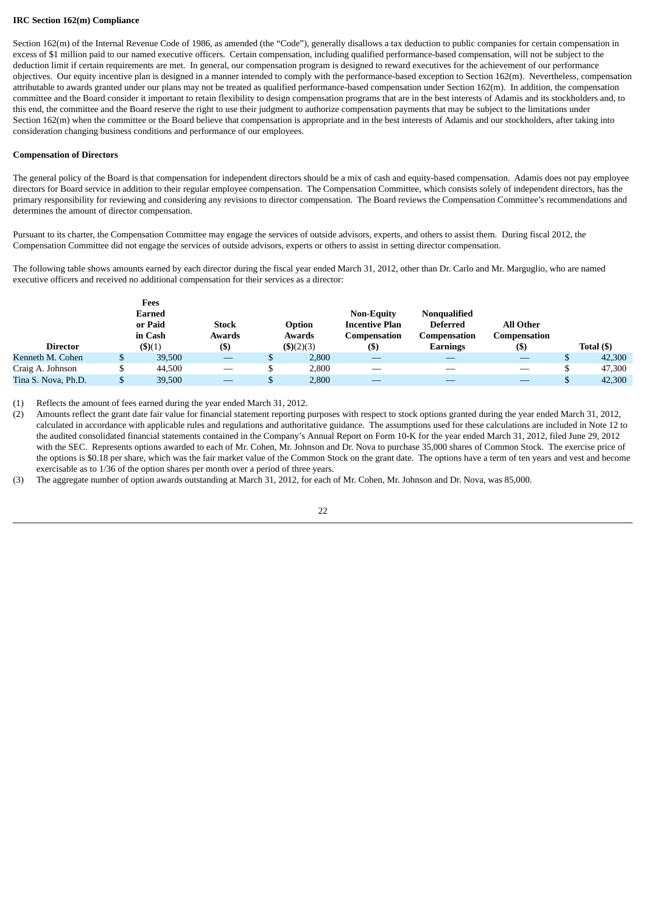**IRC Section 162(m) Compliance**

Section 162(m) of the Internal Revenue Code of 1986, as amended (the "Code"), generally disallows a tax deduction to public companies for certain compensation in excess of $1 million paid to our named executive officers. Certain compensation, including qualified performance-based compensation, will not be subject to the deduction limit if certain requirements are met. In general, our compensation program is designed to reward executives for the achievement of our performance objectives. Our equity incentive plan is designed in a manner intended to comply with the performance-based exception to Section 162(m). Nevertheless, compensation attributable to awards granted under our plans may not be treated as qualified performance-based compensation under Section 162(m). In addition, the compensation committee and the Board consider it important to retain flexibility to design compensation programs that are in the best interests of Adamis and its stockholders and, to this end, the committee and the Board reserve the right to use their judgment to authorize compensation payments that may be subject to the limitations under Section 162(m) when the committee or the Board believe that compensation is appropriate and in the best interests of Adamis and our stockholders, after taking into consideration changing business conditions and performance of our employees.

**Compensation of Directors**

The general policy of the Board is that compensation for independent directors should be a mix of cash and equity-based compensation. Adamis does not pay employee directors for Board service in addition to their regular employee compensation. The Compensation Committee, which consists solely of independent directors, has the primary responsibility for reviewing and considering any revisions to director compensation. The Board reviews the Compensation Committee's recommendations and determines the amount of director compensation.

Pursuant to its charter, the Compensation Committee may engage the services of outside advisors, experts, and others to assist them. During fiscal 2012, the Compensation Committee did not engage the services of outside advisors, experts or others to assist in setting director compensation.

The following table shows amounts earned by each director during the fiscal year ended March 31, 2012, other than Dr. Carlo and Mr. Marguglio, who are named executive officers and received no additional compensation for their services as a director:

| Director | Fees Earned or Paid in Cash ($)(1) | Stock Awards ($) | Option Awards ($)(2)(3) | Non-Equity Incentive Plan Compensation ($) | Nonqualified Deferred Compensation Earnings | All Other Compensation ($) | Total ($) |
|---|---|---|---|---|---|---|---|
| Kenneth M. Cohen | $ 39,500 | — | $ 2,800 | — | — | — | $ 42,300 |
| Craig A. Johnson | $ 44,500 | — | $ 2,800 | — | — | — | $ 47,300 |
| Tina S. Nova, Ph.D. | $ 39,500 | — | $ 2,800 | — | — | — | $ 42,300 |

(1) Reflects the amount of fees earned during the year ended March 31, 2012.

(2) Amounts reflect the grant date fair value for financial statement reporting purposes with respect to stock options granted during the year ended March 31, 2012, calculated in accordance with applicable rules and regulations and authoritative guidance. The assumptions used for these calculations are included in Note 12 to the audited consolidated financial statements contained in the Company's Annual Report on Form 10-K for the year ended March 31, 2012, filed June 29, 2012 with the SEC. Represents options awarded to each of Mr. Cohen, Mr. Johnson and Dr. Nova to purchase 35,000 shares of Common Stock. The exercise price of the options is $0.18 per share, which was the fair market value of the Common Stock on the grant date. The options have a term of ten years and vest and become exercisable as to 1/36 of the option shares per month over a period of three years.

(3) The aggregate number of option awards outstanding at March 31, 2012, for each of Mr. Cohen, Mr. Johnson and Dr. Nova, was 85,000.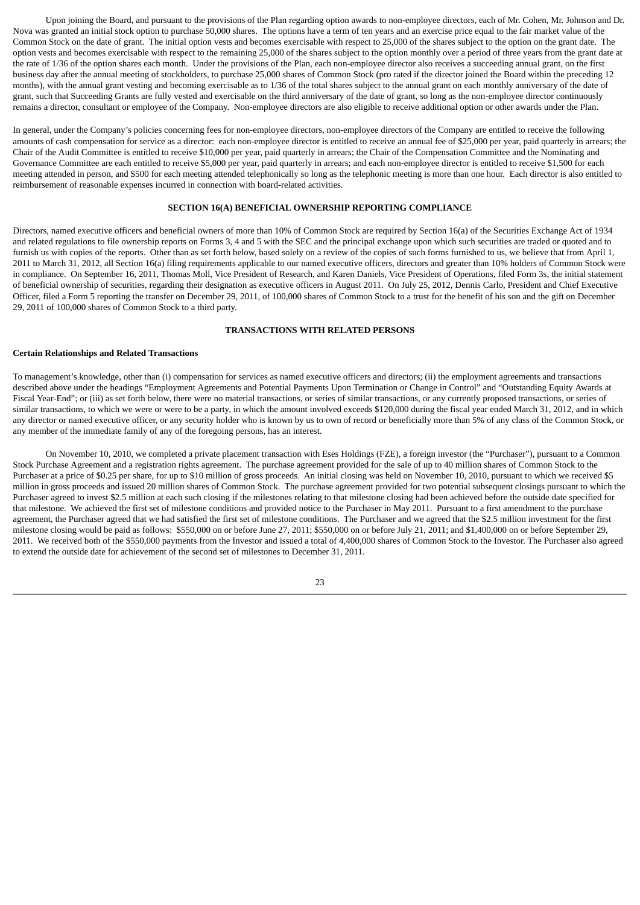Upon joining the Board, and pursuant to the provisions of the Plan regarding option awards to non-employee directors, each of Mr. Cohen, Mr. Johnson and Dr. Nova was granted an initial stock option to purchase 50,000 shares. The options have a term of ten years and an exercise price equal to the fair market value of the Common Stock on the date of grant. The initial option vests and becomes exercisable with respect to 25,000 of the shares subject to the option on the grant date. The option vests and becomes exercisable with respect to the remaining 25,000 of the shares subject to the option monthly over a period of three years from the grant date at the rate of 1/36 of the option shares each month. Under the provisions of the Plan, each non-employee director also receives a succeeding annual grant, on the first business day after the annual meeting of stockholders, to purchase 25,000 shares of Common Stock (pro rated if the director joined the Board within the preceding 12 months), with the annual grant vesting and becoming exercisable as to 1/36 of the total shares subject to the annual grant on each monthly anniversary of the date of grant, such that Succeeding Grants are fully vested and exercisable on the third anniversary of the date of grant, so long as the non-employee director continuously remains a director, consultant or employee of the Company. Non-employee directors are also eligible to receive additional option or other awards under the Plan.

In general, under the Company's policies concerning fees for non-employee directors, non-employee directors of the Company are entitled to receive the following amounts of cash compensation for service as a director: each non-employee director is entitled to receive an annual fee of $25,000 per year, paid quarterly in arrears; the Chair of the Audit Committee is entitled to receive $10,000 per year, paid quarterly in arrears; the Chair of the Compensation Committee and the Nominating and Governance Committee are each entitled to receive $5,000 per year, paid quarterly in arrears; and each non-employee director is entitled to receive $1,500 for each meeting attended in person, and $500 for each meeting attended telephonically so long as the telephonic meeting is more than one hour. Each director is also entitled to reimbursement of reasonable expenses incurred in connection with board-related activities.

## SECTION 16(A) BENEFICIAL OWNERSHIP REPORTING COMPLIANCE

Directors, named executive officers and beneficial owners of more than 10% of Common Stock are required by Section 16(a) of the Securities Exchange Act of 1934 and related regulations to file ownership reports on Forms 3, 4 and 5 with the SEC and the principal exchange upon which such securities are traded or quoted and to furnish us with copies of the reports. Other than as set forth below, based solely on a review of the copies of such forms furnished to us, we believe that from April 1, 2011 to March 31, 2012, all Section 16(a) filing requirements applicable to our named executive officers, directors and greater than 10% holders of Common Stock were in compliance. On September 16, 2011, Thomas Moll, Vice President of Research, and Karen Daniels, Vice President of Operations, filed Form 3s, the initial statement of beneficial ownership of securities, regarding their designation as executive officers in August 2011. On July 25, 2012, Dennis Carlo, President and Chief Executive Officer, filed a Form 5 reporting the transfer on December 29, 2011, of 100,000 shares of Common Stock to a trust for the benefit of his son and the gift on December 29, 2011 of 100,000 shares of Common Stock to a third party.

## TRANSACTIONS WITH RELATED PERSONS

### Certain Relationships and Related Transactions

To management's knowledge, other than (i) compensation for services as named executive officers and directors; (ii) the employment agreements and transactions described above under the headings "Employment Agreements and Potential Payments Upon Termination or Change in Control" and "Outstanding Equity Awards at Fiscal Year-End"; or (iii) as set forth below, there were no material transactions, or series of similar transactions, or any currently proposed transactions, or series of similar transactions, to which we were or were to be a party, in which the amount involved exceeds $120,000 during the fiscal year ended March 31, 2012, and in which any director or named executive officer, or any security holder who is known by us to own of record or beneficially more than 5% of any class of the Common Stock, or any member of the immediate family of any of the foregoing persons, has an interest.

On November 10, 2010, we completed a private placement transaction with Eses Holdings (FZE), a foreign investor (the "Purchaser"), pursuant to a Common Stock Purchase Agreement and a registration rights agreement. The purchase agreement provided for the sale of up to 40 million shares of Common Stock to the Purchaser at a price of $0.25 per share, for up to $10 million of gross proceeds. An initial closing was held on November 10, 2010, pursuant to which we received $5 million in gross proceeds and issued 20 million shares of Common Stock. The purchase agreement provided for two potential subsequent closings pursuant to which the Purchaser agreed to invest $2.5 million at each such closing if the milestones relating to that milestone closing had been achieved before the outside date specified for that milestone. We achieved the first set of milestone conditions and provided notice to the Purchaser in May 2011. Pursuant to a first amendment to the purchase agreement, the Purchaser agreed that we had satisfied the first set of milestone conditions. The Purchaser and we agreed that the $2.5 million investment for the first milestone closing would be paid as follows: $550,000 on or before June 27, 2011; $550,000 on or before July 21, 2011; and $1,400,000 on or before September 29, 2011. We received both of the $550,000 payments from the Investor and issued a total of 4,400,000 shares of Common Stock to the Investor. The Purchaser also agreed to extend the outside date for achievement of the second set of milestones to December 31, 2011.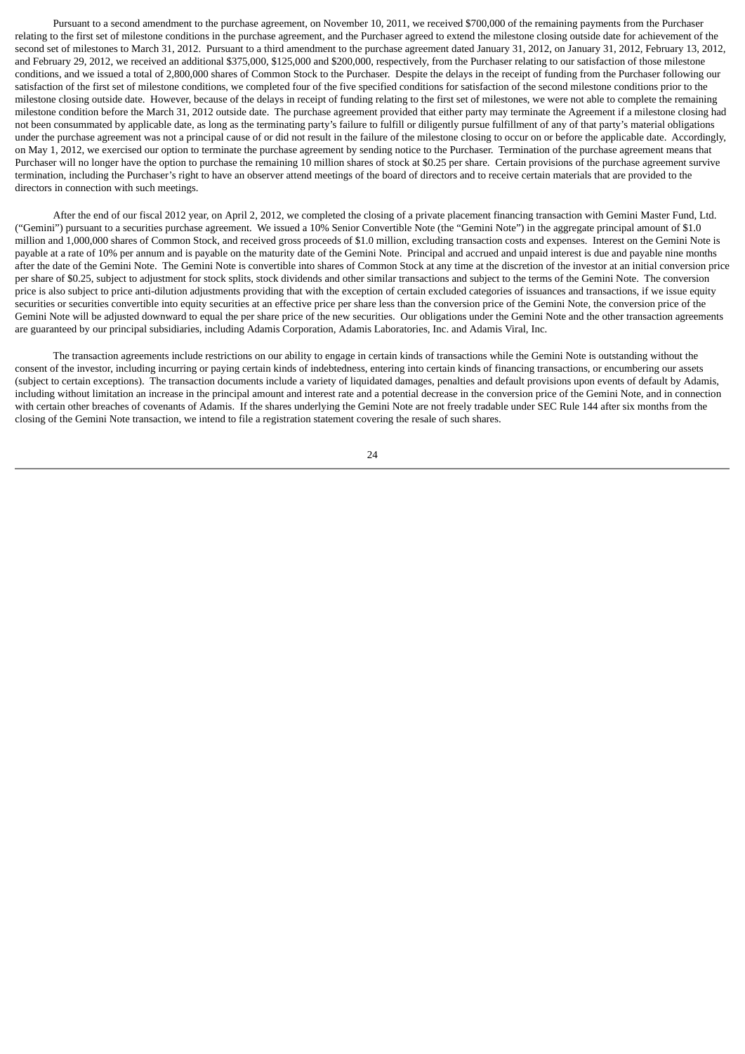Pursuant to a second amendment to the purchase agreement, on November 10, 2011, we received $700,000 of the remaining payments from the Purchaser relating to the first set of milestone conditions in the purchase agreement, and the Purchaser agreed to extend the milestone closing outside date for achievement of the second set of milestones to March 31, 2012. Pursuant to a third amendment to the purchase agreement dated January 31, 2012, on January 31, 2012, February 13, 2012, and February 29, 2012, we received an additional $375,000, $125,000 and $200,000, respectively, from the Purchaser relating to our satisfaction of those milestone conditions, and we issued a total of 2,800,000 shares of Common Stock to the Purchaser. Despite the delays in the receipt of funding from the Purchaser following our satisfaction of the first set of milestone conditions, we completed four of the five specified conditions for satisfaction of the second milestone conditions prior to the milestone closing outside date. However, because of the delays in receipt of funding relating to the first set of milestones, we were not able to complete the remaining milestone condition before the March 31, 2012 outside date. The purchase agreement provided that either party may terminate the Agreement if a milestone closing had not been consummated by applicable date, as long as the terminating party's failure to fulfill or diligently pursue fulfillment of any of that party's material obligations under the purchase agreement was not a principal cause of or did not result in the failure of the milestone closing to occur on or before the applicable date. Accordingly, on May 1, 2012, we exercised our option to terminate the purchase agreement by sending notice to the Purchaser. Termination of the purchase agreement means that Purchaser will no longer have the option to purchase the remaining 10 million shares of stock at $0.25 per share. Certain provisions of the purchase agreement survive termination, including the Purchaser's right to have an observer attend meetings of the board of directors and to receive certain materials that are provided to the directors in connection with such meetings.

After the end of our fiscal 2012 year, on April 2, 2012, we completed the closing of a private placement financing transaction with Gemini Master Fund, Ltd. ("Gemini") pursuant to a securities purchase agreement. We issued a 10% Senior Convertible Note (the "Gemini Note") in the aggregate principal amount of $1.0 million and 1,000,000 shares of Common Stock, and received gross proceeds of $1.0 million, excluding transaction costs and expenses. Interest on the Gemini Note is payable at a rate of 10% per annum and is payable on the maturity date of the Gemini Note. Principal and accrued and unpaid interest is due and payable nine months after the date of the Gemini Note. The Gemini Note is convertible into shares of Common Stock at any time at the discretion of the investor at an initial conversion price per share of $0.25, subject to adjustment for stock splits, stock dividends and other similar transactions and subject to the terms of the Gemini Note. The conversion price is also subject to price anti-dilution adjustments providing that with the exception of certain excluded categories of issuances and transactions, if we issue equity securities or securities convertible into equity securities at an effective price per share less than the conversion price of the Gemini Note, the conversion price of the Gemini Note will be adjusted downward to equal the per share price of the new securities. Our obligations under the Gemini Note and the other transaction agreements are guaranteed by our principal subsidiaries, including Adamis Corporation, Adamis Laboratories, Inc. and Adamis Viral, Inc.

The transaction agreements include restrictions on our ability to engage in certain kinds of transactions while the Gemini Note is outstanding without the consent of the investor, including incurring or paying certain kinds of indebtedness, entering into certain kinds of financing transactions, or encumbering our assets (subject to certain exceptions). The transaction documents include a variety of liquidated damages, penalties and default provisions upon events of default by Adamis, including without limitation an increase in the principal amount and interest rate and a potential decrease in the conversion price of the Gemini Note, and in connection with certain other breaches of covenants of Adamis. If the shares underlying the Gemini Note are not freely tradable under SEC Rule 144 after six months from the closing of the Gemini Note transaction, we intend to file a registration statement covering the resale of such shares.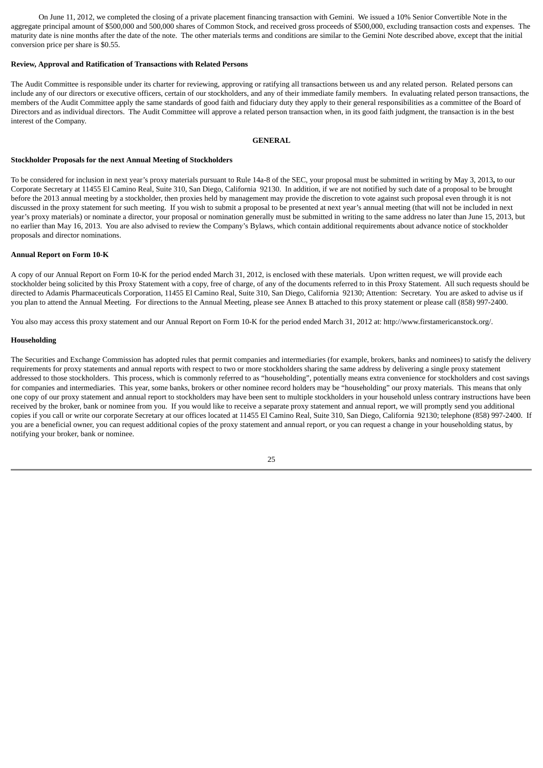On June 11, 2012, we completed the closing of a private placement financing transaction with Gemini. We issued a 10% Senior Convertible Note in the aggregate principal amount of \$500,000 and 500,000 shares of Common Stock, and received gross proceeds of \$500,000, excluding transaction costs and expenses. The maturity date is nine months after the date of the note. The other materials terms and conditions are similar to the Gemini Note described above, except that the initial conversion price per share is \$0.55.

**Review, Approval and Ratification of Transactions with Related Persons**

The Audit Committee is responsible under its charter for reviewing, approving or ratifying all transactions between us and any related person. Related persons can include any of our directors or executive officers, certain of our stockholders, and any of their immediate family members. In evaluating related person transactions, the members of the Audit Committee apply the same standards of good faith and fiduciary duty they apply to their general responsibilities as a committee of the Board of Directors and as individual directors. The Audit Committee will approve a related person transaction when, in its good faith judgment, the transaction is in the best interest of the Company.

## GENERAL

**Stockholder Proposals for the next Annual Meeting of Stockholders**

To be considered for inclusion in next year's proxy materials pursuant to Rule 14a-8 of the SEC, your proposal must be submitted in writing by May 3, 2013**,** to our Corporate Secretary at 11455 El Camino Real, Suite 310, San Diego, California 92130. In addition, if we are not notified by such date of a proposal to be brought before the 2013 annual meeting by a stockholder, then proxies held by management may provide the discretion to vote against such proposal even through it is not discussed in the proxy statement for such meeting. If you wish to submit a proposal to be presented at next year's annual meeting (that will not be included in next year's proxy materials) or nominate a director, your proposal or nomination generally must be submitted in writing to the same address no later than June 15, 2013, but no earlier than May 16, 2013. You are also advised to review the Company's Bylaws, which contain additional requirements about advance notice of stockholder proposals and director nominations.

**Annual Report on Form 10-K**

A copy of our Annual Report on Form 10-K for the period ended March 31, 2012, is enclosed with these materials. Upon written request, we will provide each stockholder being solicited by this Proxy Statement with a copy, free of charge, of any of the documents referred to in this Proxy Statement. All such requests should be directed to Adamis Pharmaceuticals Corporation, 11455 El Camino Real, Suite 310, San Diego, California 92130; Attention: Secretary. You are asked to advise us if you plan to attend the Annual Meeting. For directions to the Annual Meeting, please see Annex B attached to this proxy statement or please call (858) 997-2400.

You also may access this proxy statement and our Annual Report on Form 10-K for the period ended March 31, 2012 at: http://www.firstamericanstock.org/.

**Householding**

The Securities and Exchange Commission has adopted rules that permit companies and intermediaries (for example, brokers, banks and nominees) to satisfy the delivery requirements for proxy statements and annual reports with respect to two or more stockholders sharing the same address by delivering a single proxy statement addressed to those stockholders. This process, which is commonly referred to as "householding", potentially means extra convenience for stockholders and cost savings for companies and intermediaries. This year, some banks, brokers or other nominee record holders may be "householding" our proxy materials. This means that only one copy of our proxy statement and annual report to stockholders may have been sent to multiple stockholders in your household unless contrary instructions have been received by the broker, bank or nominee from you. If you would like to receive a separate proxy statement and annual report, we will promptly send you additional copies if you call or write our corporate Secretary at our offices located at 11455 El Camino Real, Suite 310, San Diego, California 92130; telephone (858) 997-2400. If you are a beneficial owner, you can request additional copies of the proxy statement and annual report, or you can request a change in your householding status, by notifying your broker, bank or nominee.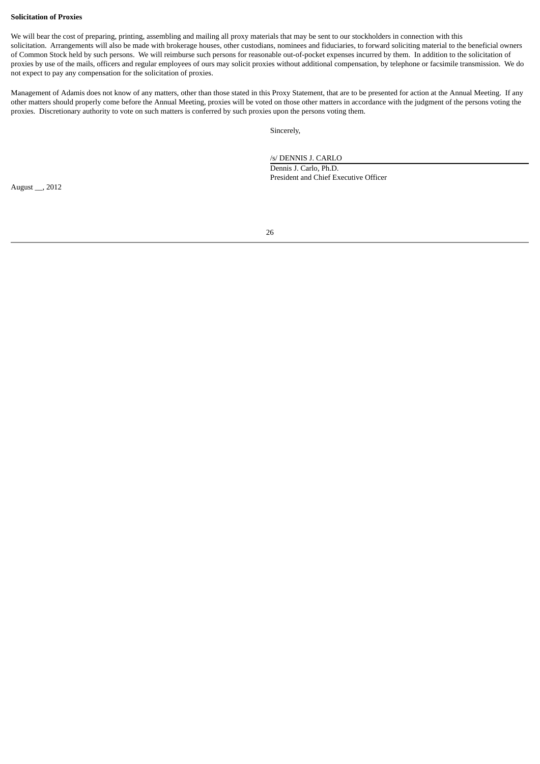**Solicitation of Proxies**

We will bear the cost of preparing, printing, assembling and mailing all proxy materials that may be sent to our stockholders in connection with this solicitation. Arrangements will also be made with brokerage houses, other custodians, nominees and fiduciaries, to forward soliciting material to the beneficial owners of Common Stock held by such persons. We will reimburse such persons for reasonable out-of-pocket expenses incurred by them. In addition to the solicitation of proxies by use of the mails, officers and regular employees of ours may solicit proxies without additional compensation, by telephone or facsimile transmission. We do not expect to pay any compensation for the solicitation of proxies.

Management of Adamis does not know of any matters, other than those stated in this Proxy Statement, that are to be presented for action at the Annual Meeting. If any other matters should properly come before the Annual Meeting, proxies will be voted on those other matters in accordance with the judgment of the persons voting the proxies. Discretionary authority to vote on such matters is conferred by such proxies upon the persons voting them.

Sincerely,

/s/ DENNIS J. CARLO
Dennis J. Carlo, Ph.D.
President and Chief Executive Officer

August __, 2012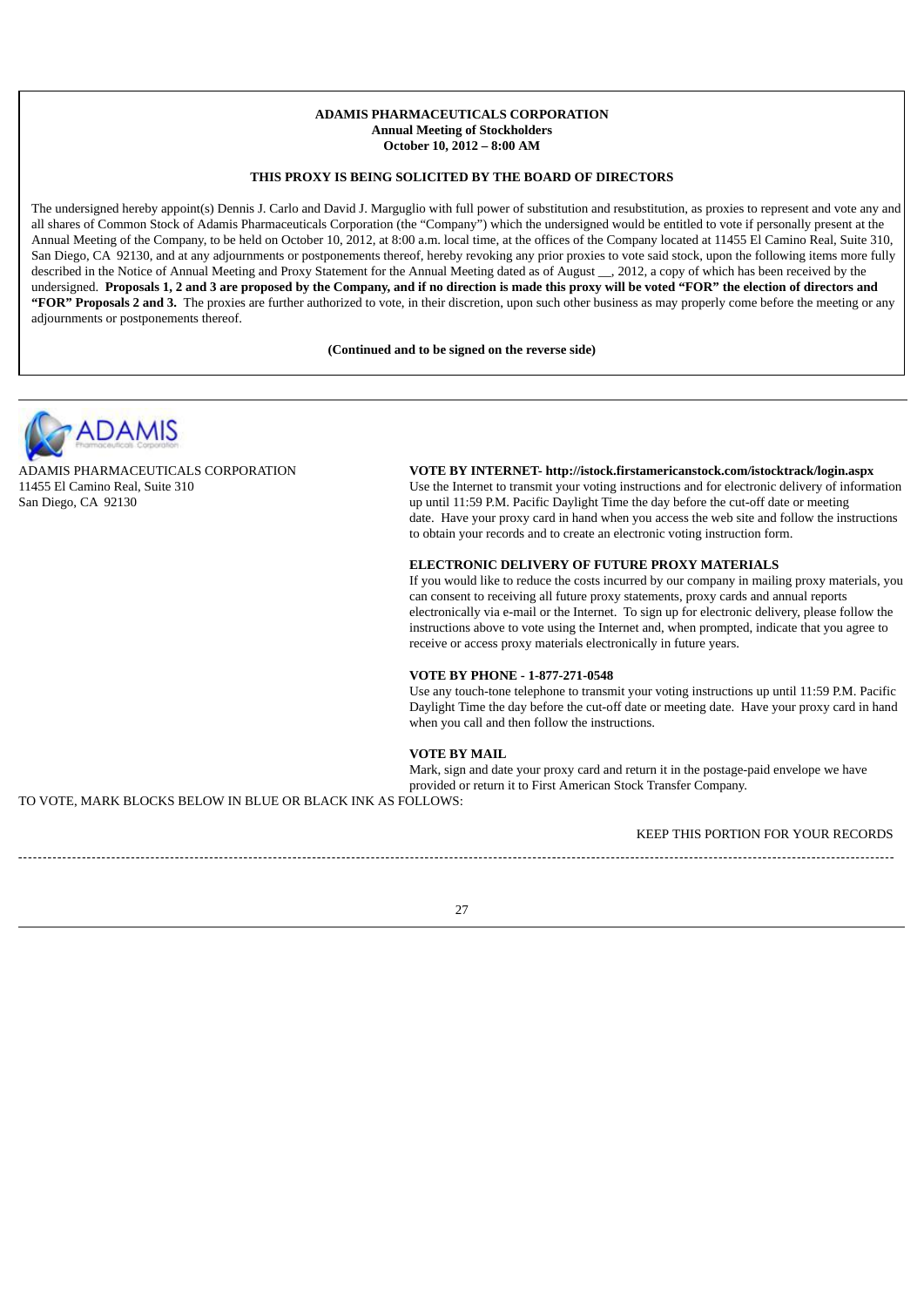**ADAMIS PHARMACEUTICALS CORPORATION**
**Annual Meeting of Stockholders**
**October 10, 2012 – 8:00 AM**

**THIS PROXY IS BEING SOLICITED BY THE BOARD OF DIRECTORS**

The undersigned hereby appoint(s) Dennis J. Carlo and David J. Marguglio with full power of substitution and resubstitution, as proxies to represent and vote any and all shares of Common Stock of Adamis Pharmaceuticals Corporation (the "Company") which the undersigned would be entitled to vote if personally present at the Annual Meeting of the Company, to be held on October 10, 2012, at 8:00 a.m. local time, at the offices of the Company located at 11455 El Camino Real, Suite 310, San Diego, CA 92130, and at any adjournments or postponements thereof, hereby revoking any prior proxies to vote said stock, upon the following items more fully described in the Notice of Annual Meeting and Proxy Statement for the Annual Meeting dated as of August __, 2012, a copy of which has been received by the undersigned. **Proposals 1, 2 and 3 are proposed by the Company, and if no direction is made this proxy will be voted "FOR" the election of directors and "FOR" Proposals 2 and 3.** The proxies are further authorized to vote, in their discretion, upon such other business as may properly come before the meeting or any adjournments or postponements thereof.

**(Continued and to be signed on the reverse side)**

---

ADAMIS PHARMACEUTICALS CORPORATION
11455 El Camino Real, Suite 310
San Diego, CA 92130

**VOTE BY INTERNET- http://istock.firstamericanstock.com/istocktrack/login.aspx**
Use the Internet to transmit your voting instructions and for electronic delivery of information up until 11:59 P.M. Pacific Daylight Time the day before the cut-off date or meeting date. Have your proxy card in hand when you access the web site and follow the instructions to obtain your records and to create an electronic voting instruction form.

**ELECTRONIC DELIVERY OF FUTURE PROXY MATERIALS**
If you would like to reduce the costs incurred by our company in mailing proxy materials, you can consent to receiving all future proxy statements, proxy cards and annual reports electronically via e-mail or the Internet. To sign up for electronic delivery, please follow the instructions above to vote using the Internet and, when prompted, indicate that you agree to receive or access proxy materials electronically in future years.

**VOTE BY PHONE - 1-877-271-0548**
Use any touch-tone telephone to transmit your voting instructions up until 11:59 P.M. Pacific Daylight Time the day before the cut-off date or meeting date. Have your proxy card in hand when you call and then follow the instructions.

**VOTE BY MAIL**
Mark, sign and date your proxy card and return it in the postage-paid envelope we have provided or return it to First American Stock Transfer Company.

TO VOTE, MARK BLOCKS BELOW IN BLUE OR BLACK INK AS FOLLOWS:

KEEP THIS PORTION FOR YOUR RECORDS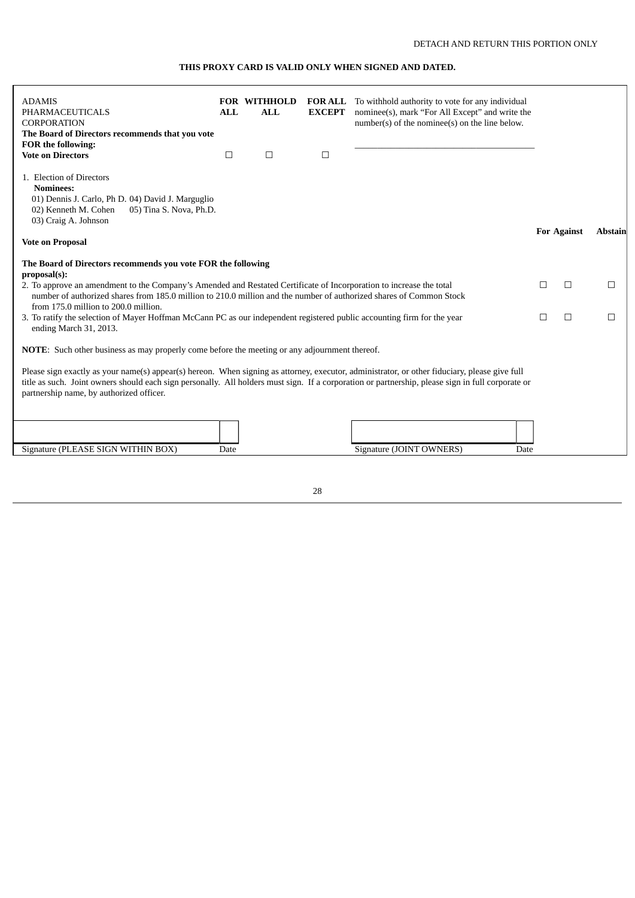DETACH AND RETURN THIS PORTION ONLY

**THIS PROXY CARD IS VALID ONLY WHEN SIGNED AND DATED.**

| ADAMIS PHARMACEUTICALS CORPORATION **The Board of Directors recommends that you vote FOR the following:** **Vote on Directors** | **FOR ALL** | **WITHHOLD ALL** | **FOR ALL EXCEPT** | To withhold authority to vote for any individual nominee(s), mark "For All Except" and write the number(s) of the nominee(s) on the line below. |
|---|---|---|---|---|
| | ☐ | ☐ | ☐ | \_\_\_\_\_\_\_\_\_\_\_\_\_\_\_\_\_\_\_\_\_\_\_\_\_\_\_\_\_\_ |

1. Election of Directors

   **Nominees:**

   01) Dennis J. Carlo, Ph D.
   02) Kenneth M. Cohen
   03) Craig A. Johnson
   04) David J. Marguglio
   05) Tina S. Nova, Ph.D.

**Vote on Proposal**

**The Board of Directors recommends you vote FOR the following proposal(s):**

| | **For** | **Against** | **Abstain** |
|---|---|---|---|
| 2. To approve an amendment to the Company's Amended and Restated Certificate of Incorporation to increase the total number of authorized shares from 185.0 million to 210.0 million and the number of authorized shares of Common Stock from 175.0 million to 200.0 million. | ☐ | ☐ | ☐ |
| 3. To ratify the selection of Mayer Hoffman McCann PC as our independent registered public accounting firm for the year ending March 31, 2013. | ☐ | ☐ | ☐ |

**NOTE**: Such other business as may properly come before the meeting or any adjournment thereof.

Please sign exactly as your name(s) appear(s) hereon. When signing as attorney, executor, administrator, or other fiduciary, please give full title as such. Joint owners should each sign personally. All holders must sign. If a corporation or partnership, please sign in full corporate or partnership name, by authorized officer.

| | | | |
|---|---|---|---|
| Signature (PLEASE SIGN WITHIN BOX) | Date | Signature (JOINT OWNERS) | Date |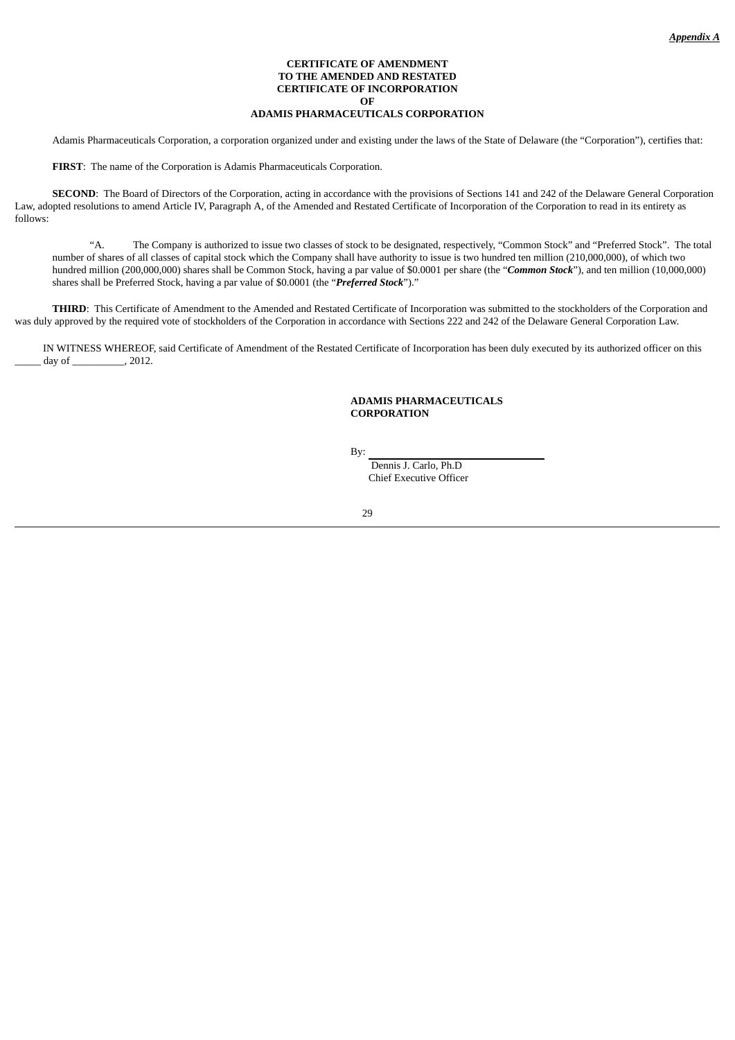*Appendix A*

**CERTIFICATE OF AMENDMENT**
**TO THE AMENDED AND RESTATED**
**CERTIFICATE OF INCORPORATION**
**OF**
**ADAMIS PHARMACEUTICALS CORPORATION**

Adamis Pharmaceuticals Corporation, a corporation organized under and existing under the laws of the State of Delaware (the "Corporation"), certifies that:

**FIRST**: The name of the Corporation is Adamis Pharmaceuticals Corporation.

**SECOND**: The Board of Directors of the Corporation, acting in accordance with the provisions of Sections 141 and 242 of the Delaware General Corporation Law, adopted resolutions to amend Article IV, Paragraph A, of the Amended and Restated Certificate of Incorporation of the Corporation to read in its entirety as follows:

> "A. The Company is authorized to issue two classes of stock to be designated, respectively, "Common Stock" and "Preferred Stock". The total number of shares of all classes of capital stock which the Company shall have authority to issue is two hundred ten million (210,000,000), of which two hundred million (200,000,000) shares shall be Common Stock, having a par value of $0.0001 per share (the "***Common Stock***"), and ten million (10,000,000) shares shall be Preferred Stock, having a par value of $0.0001 (the "***Preferred Stock***")."

**THIRD**: This Certificate of Amendment to the Amended and Restated Certificate of Incorporation was submitted to the stockholders of the Corporation and was duly approved by the required vote of stockholders of the Corporation in accordance with Sections 222 and 242 of the Delaware General Corporation Law.

IN WITNESS WHEREOF, said Certificate of Amendment of the Restated Certificate of Incorporation has been duly executed by its authorized officer on this _____ day of __________, 2012.

**ADAMIS PHARMACEUTICALS CORPORATION**

By: ________________________________
Dennis J. Carlo, Ph.D
Chief Executive Officer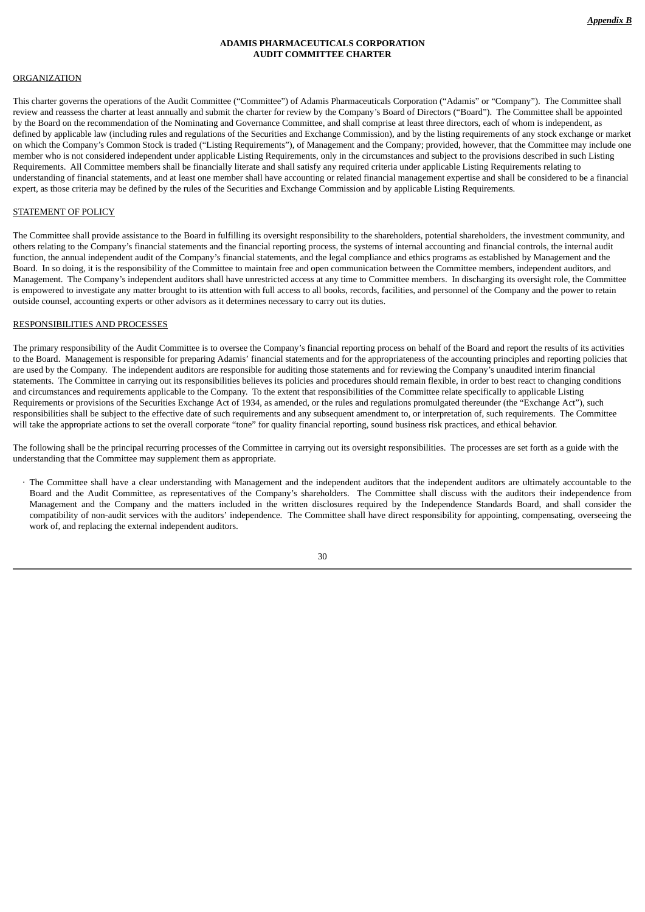***Appendix B***

**ADAMIS PHARMACEUTICALS CORPORATION**
**AUDIT COMMITTEE CHARTER**

ORGANIZATION

This charter governs the operations of the Audit Committee ("Committee") of Adamis Pharmaceuticals Corporation ("Adamis" or "Company"). The Committee shall review and reassess the charter at least annually and submit the charter for review by the Company's Board of Directors ("Board"). The Committee shall be appointed by the Board on the recommendation of the Nominating and Governance Committee, and shall comprise at least three directors, each of whom is independent, as defined by applicable law (including rules and regulations of the Securities and Exchange Commission), and by the listing requirements of any stock exchange or market on which the Company's Common Stock is traded ("Listing Requirements"), of Management and the Company; provided, however, that the Committee may include one member who is not considered independent under applicable Listing Requirements, only in the circumstances and subject to the provisions described in such Listing Requirements. All Committee members shall be financially literate and shall satisfy any required criteria under applicable Listing Requirements relating to understanding of financial statements, and at least one member shall have accounting or related financial management expertise and shall be considered to be a financial expert, as those criteria may be defined by the rules of the Securities and Exchange Commission and by applicable Listing Requirements.

STATEMENT OF POLICY

The Committee shall provide assistance to the Board in fulfilling its oversight responsibility to the shareholders, potential shareholders, the investment community, and others relating to the Company's financial statements and the financial reporting process, the systems of internal accounting and financial controls, the internal audit function, the annual independent audit of the Company's financial statements, and the legal compliance and ethics programs as established by Management and the Board. In so doing, it is the responsibility of the Committee to maintain free and open communication between the Committee members, independent auditors, and Management. The Company's independent auditors shall have unrestricted access at any time to Committee members. In discharging its oversight role, the Committee is empowered to investigate any matter brought to its attention with full access to all books, records, facilities, and personnel of the Company and the power to retain outside counsel, accounting experts or other advisors as it determines necessary to carry out its duties.

RESPONSIBILITIES AND PROCESSES

The primary responsibility of the Audit Committee is to oversee the Company's financial reporting process on behalf of the Board and report the results of its activities to the Board. Management is responsible for preparing Adamis' financial statements and for the appropriateness of the accounting principles and reporting policies that are used by the Company. The independent auditors are responsible for auditing those statements and for reviewing the Company's unaudited interim financial statements. The Committee in carrying out its responsibilities believes its policies and procedures should remain flexible, in order to best react to changing conditions and circumstances and requirements applicable to the Company. To the extent that responsibilities of the Committee relate specifically to applicable Listing Requirements or provisions of the Securities Exchange Act of 1934, as amended, or the rules and regulations promulgated thereunder (the "Exchange Act"), such responsibilities shall be subject to the effective date of such requirements and any subsequent amendment to, or interpretation of, such requirements. The Committee will take the appropriate actions to set the overall corporate "tone" for quality financial reporting, sound business risk practices, and ethical behavior.

The following shall be the principal recurring processes of the Committee in carrying out its oversight responsibilities. The processes are set forth as a guide with the understanding that the Committee may supplement them as appropriate.

- The Committee shall have a clear understanding with Management and the independent auditors that the independent auditors are ultimately accountable to the Board and the Audit Committee, as representatives of the Company's shareholders. The Committee shall discuss with the auditors their independence from Management and the Company and the matters included in the written disclosures required by the Independence Standards Board, and shall consider the compatibility of non-audit services with the auditors' independence. The Committee shall have direct responsibility for appointing, compensating, overseeing the work of, and replacing the external independent auditors.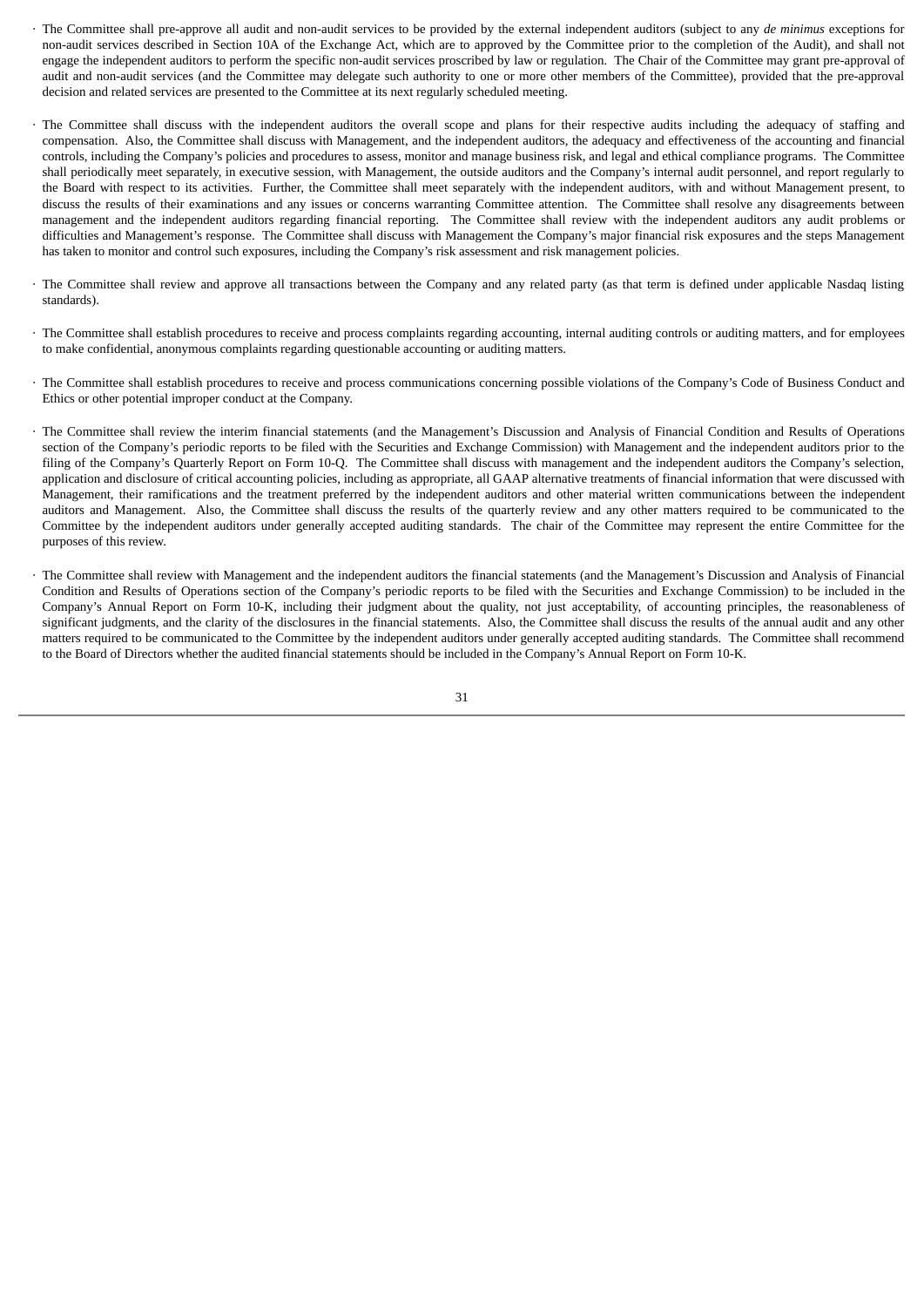- The Committee shall pre-approve all audit and non-audit services to be provided by the external independent auditors (subject to any *de minimus* exceptions for non-audit services described in Section 10A of the Exchange Act, which are to approved by the Committee prior to the completion of the Audit), and shall not engage the independent auditors to perform the specific non-audit services proscribed by law or regulation. The Chair of the Committee may grant pre-approval of audit and non-audit services (and the Committee may delegate such authority to one or more other members of the Committee), provided that the pre-approval decision and related services are presented to the Committee at its next regularly scheduled meeting.

- The Committee shall discuss with the independent auditors the overall scope and plans for their respective audits including the adequacy of staffing and compensation. Also, the Committee shall discuss with Management, and the independent auditors, the adequacy and effectiveness of the accounting and financial controls, including the Company's policies and procedures to assess, monitor and manage business risk, and legal and ethical compliance programs. The Committee shall periodically meet separately, in executive session, with Management, the outside auditors and the Company's internal audit personnel, and report regularly to the Board with respect to its activities. Further, the Committee shall meet separately with the independent auditors, with and without Management present, to discuss the results of their examinations and any issues or concerns warranting Committee attention. The Committee shall resolve any disagreements between management and the independent auditors regarding financial reporting. The Committee shall review with the independent auditors any audit problems or difficulties and Management's response. The Committee shall discuss with Management the Company's major financial risk exposures and the steps Management has taken to monitor and control such exposures, including the Company's risk assessment and risk management policies.

- The Committee shall review and approve all transactions between the Company and any related party (as that term is defined under applicable Nasdaq listing standards).

- The Committee shall establish procedures to receive and process complaints regarding accounting, internal auditing controls or auditing matters, and for employees to make confidential, anonymous complaints regarding questionable accounting or auditing matters.

- The Committee shall establish procedures to receive and process communications concerning possible violations of the Company's Code of Business Conduct and Ethics or other potential improper conduct at the Company.

- The Committee shall review the interim financial statements (and the Management's Discussion and Analysis of Financial Condition and Results of Operations section of the Company's periodic reports to be filed with the Securities and Exchange Commission) with Management and the independent auditors prior to the filing of the Company's Quarterly Report on Form 10-Q. The Committee shall discuss with management and the independent auditors the Company's selection, application and disclosure of critical accounting policies, including as appropriate, all GAAP alternative treatments of financial information that were discussed with Management, their ramifications and the treatment preferred by the independent auditors and other material written communications between the independent auditors and Management. Also, the Committee shall discuss the results of the quarterly review and any other matters required to be communicated to the Committee by the independent auditors under generally accepted auditing standards. The chair of the Committee may represent the entire Committee for the purposes of this review.

- The Committee shall review with Management and the independent auditors the financial statements (and the Management's Discussion and Analysis of Financial Condition and Results of Operations section of the Company's periodic reports to be filed with the Securities and Exchange Commission) to be included in the Company's Annual Report on Form 10-K, including their judgment about the quality, not just acceptability, of accounting principles, the reasonableness of significant judgments, and the clarity of the disclosures in the financial statements. Also, the Committee shall discuss the results of the annual audit and any other matters required to be communicated to the Committee by the independent auditors under generally accepted auditing standards. The Committee shall recommend to the Board of Directors whether the audited financial statements should be included in the Company's Annual Report on Form 10-K.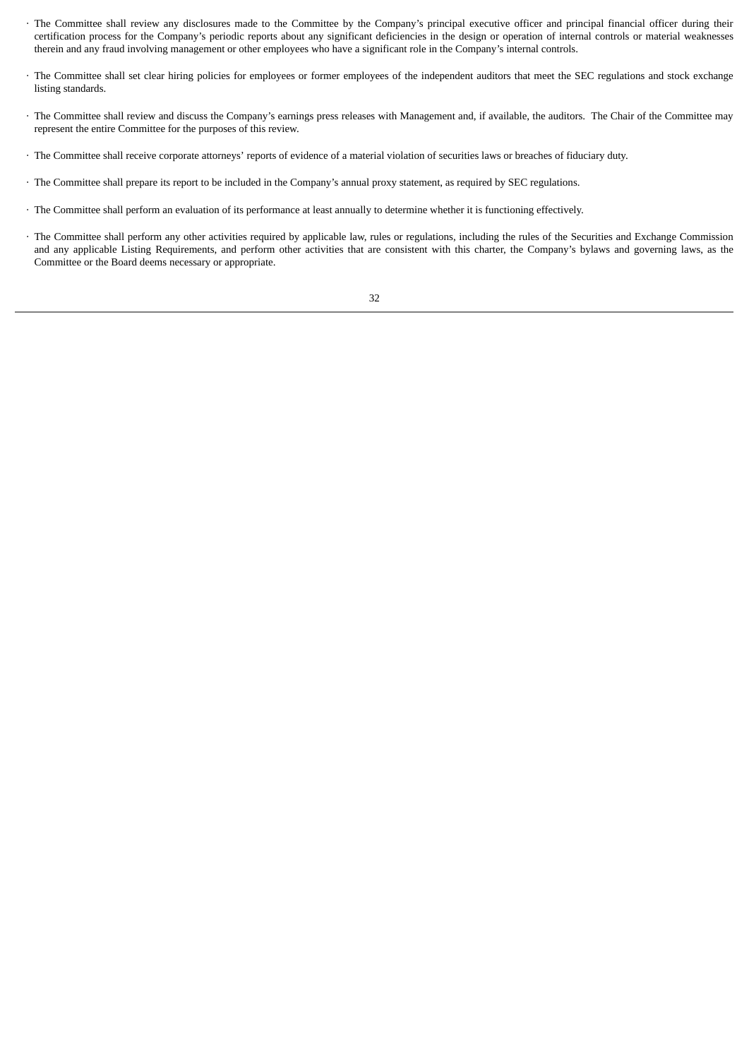- The Committee shall review any disclosures made to the Committee by the Company's principal executive officer and principal financial officer during their certification process for the Company's periodic reports about any significant deficiencies in the design or operation of internal controls or material weaknesses therein and any fraud involving management or other employees who have a significant role in the Company's internal controls.

- The Committee shall set clear hiring policies for employees or former employees of the independent auditors that meet the SEC regulations and stock exchange listing standards.

- The Committee shall review and discuss the Company's earnings press releases with Management and, if available, the auditors. The Chair of the Committee may represent the entire Committee for the purposes of this review.

- The Committee shall receive corporate attorneys' reports of evidence of a material violation of securities laws or breaches of fiduciary duty.

- The Committee shall prepare its report to be included in the Company's annual proxy statement, as required by SEC regulations.

- The Committee shall perform an evaluation of its performance at least annually to determine whether it is functioning effectively.

- The Committee shall perform any other activities required by applicable law, rules or regulations, including the rules of the Securities and Exchange Commission and any applicable Listing Requirements, and perform other activities that are consistent with this charter, the Company's bylaws and governing laws, as the Committee or the Board deems necessary or appropriate.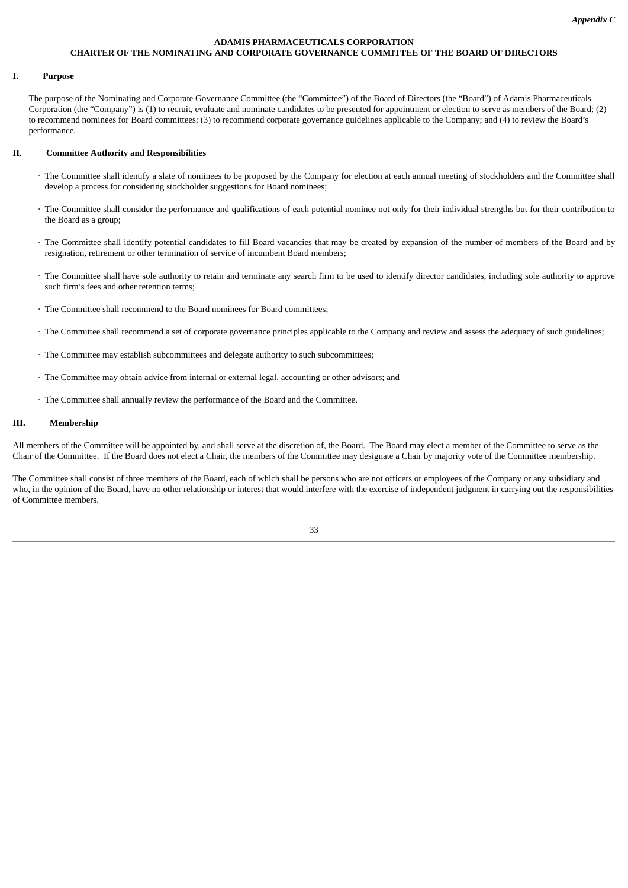*Appendix C*

**ADAMIS PHARMACEUTICALS CORPORATION**
**CHARTER OF THE NOMINATING AND CORPORATE GOVERNANCE COMMITTEE OF THE BOARD OF DIRECTORS**

## I. Purpose

The purpose of the Nominating and Corporate Governance Committee (the “Committee”) of the Board of Directors (the “Board”) of Adamis Pharmaceuticals Corporation (the “Company”) is (1) to recruit, evaluate and nominate candidates to be presented for appointment or election to serve as members of the Board; (2) to recommend nominees for Board committees; (3) to recommend corporate governance guidelines applicable to the Company; and (4) to review the Board’s performance.

## II. Committee Authority and Responsibilities

- The Committee shall identify a slate of nominees to be proposed by the Company for election at each annual meeting of stockholders and the Committee shall develop a process for considering stockholder suggestions for Board nominees;
- The Committee shall consider the performance and qualifications of each potential nominee not only for their individual strengths but for their contribution to the Board as a group;
- The Committee shall identify potential candidates to fill Board vacancies that may be created by expansion of the number of members of the Board and by resignation, retirement or other termination of service of incumbent Board members;
- The Committee shall have sole authority to retain and terminate any search firm to be used to identify director candidates, including sole authority to approve such firm’s fees and other retention terms;
- The Committee shall recommend to the Board nominees for Board committees;
- The Committee shall recommend a set of corporate governance principles applicable to the Company and review and assess the adequacy of such guidelines;
- The Committee may establish subcommittees and delegate authority to such subcommittees;
- The Committee may obtain advice from internal or external legal, accounting or other advisors; and
- The Committee shall annually review the performance of the Board and the Committee.

## III. Membership

All members of the Committee will be appointed by, and shall serve at the discretion of, the Board. The Board may elect a member of the Committee to serve as the Chair of the Committee. If the Board does not elect a Chair, the members of the Committee may designate a Chair by majority vote of the Committee membership.

The Committee shall consist of three members of the Board, each of which shall be persons who are not officers or employees of the Company or any subsidiary and who, in the opinion of the Board, have no other relationship or interest that would interfere with the exercise of independent judgment in carrying out the responsibilities of Committee members.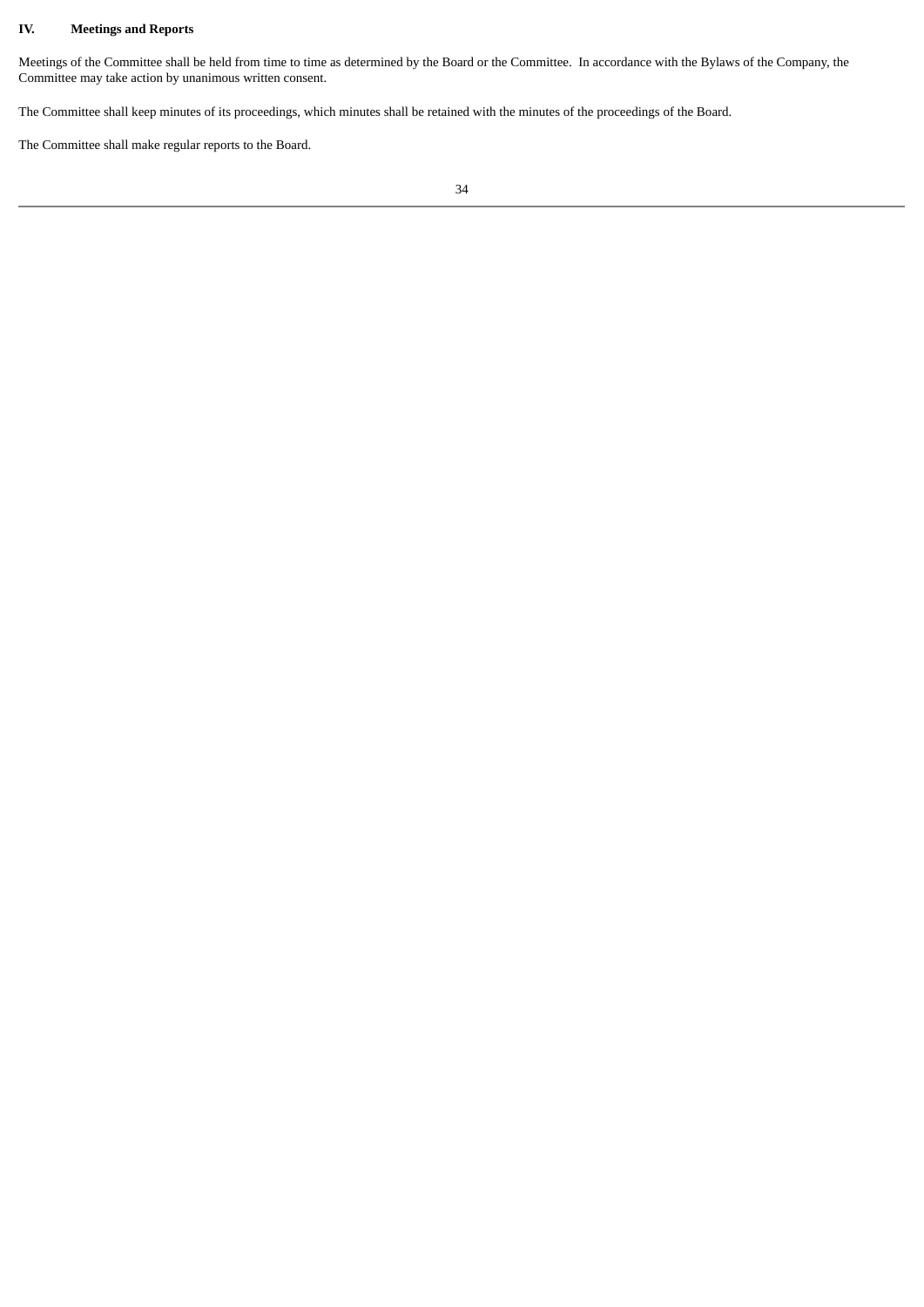## IV. Meetings and Reports

Meetings of the Committee shall be held from time to time as determined by the Board or the Committee.  In accordance with the Bylaws of the Company, the Committee may take action by unanimous written consent.

The Committee shall keep minutes of its proceedings, which minutes shall be retained with the minutes of the proceedings of the Board.

The Committee shall make regular reports to the Board.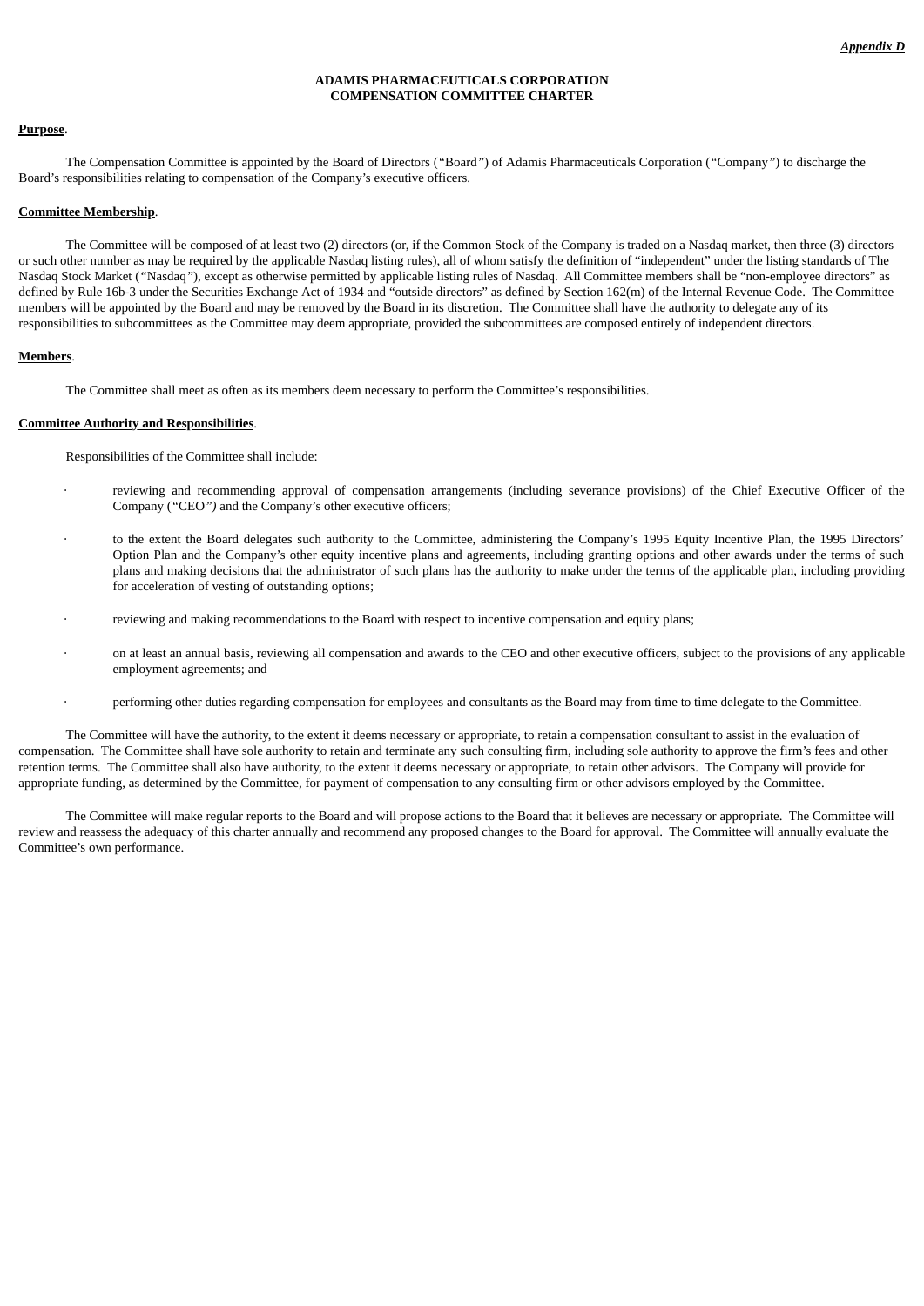*Appendix D*

**ADAMIS PHARMACEUTICALS CORPORATION**
**COMPENSATION COMMITTEE CHARTER**

**Purpose**.

The Compensation Committee is appointed by the Board of Directors ("Board") of Adamis Pharmaceuticals Corporation ("Company") to discharge the Board's responsibilities relating to compensation of the Company's executive officers.

**Committee Membership**.

The Committee will be composed of at least two (2) directors (or, if the Common Stock of the Company is traded on a Nasdaq market, then three (3) directors or such other number as may be required by the applicable Nasdaq listing rules), all of whom satisfy the definition of "independent" under the listing standards of The Nasdaq Stock Market ("Nasdaq"), except as otherwise permitted by applicable listing rules of Nasdaq. All Committee members shall be "non-employee directors" as defined by Rule 16b-3 under the Securities Exchange Act of 1934 and "outside directors" as defined by Section 162(m) of the Internal Revenue Code. The Committee members will be appointed by the Board and may be removed by the Board in its discretion. The Committee shall have the authority to delegate any of its responsibilities to subcommittees as the Committee may deem appropriate, provided the subcommittees are composed entirely of independent directors.

**Members**.

The Committee shall meet as often as its members deem necessary to perform the Committee's responsibilities.

**Committee Authority and Responsibilities**.

Responsibilities of the Committee shall include:

- reviewing and recommending approval of compensation arrangements (including severance provisions) of the Chief Executive Officer of the Company ("CEO") and the Company's other executive officers;
- to the extent the Board delegates such authority to the Committee, administering the Company's 1995 Equity Incentive Plan, the 1995 Directors' Option Plan and the Company's other equity incentive plans and agreements, including granting options and other awards under the terms of such plans and making decisions that the administrator of such plans has the authority to make under the terms of the applicable plan, including providing for acceleration of vesting of outstanding options;
- reviewing and making recommendations to the Board with respect to incentive compensation and equity plans;
- on at least an annual basis, reviewing all compensation and awards to the CEO and other executive officers, subject to the provisions of any applicable employment agreements; and
- performing other duties regarding compensation for employees and consultants as the Board may from time to time delegate to the Committee.

The Committee will have the authority, to the extent it deems necessary or appropriate, to retain a compensation consultant to assist in the evaluation of compensation. The Committee shall have sole authority to retain and terminate any such consulting firm, including sole authority to approve the firm's fees and other retention terms. The Committee shall also have authority, to the extent it deems necessary or appropriate, to retain other advisors. The Company will provide for appropriate funding, as determined by the Committee, for payment of compensation to any consulting firm or other advisors employed by the Committee.

The Committee will make regular reports to the Board and will propose actions to the Board that it believes are necessary or appropriate. The Committee will review and reassess the adequacy of this charter annually and recommend any proposed changes to the Board for approval. The Committee will annually evaluate the Committee's own performance.